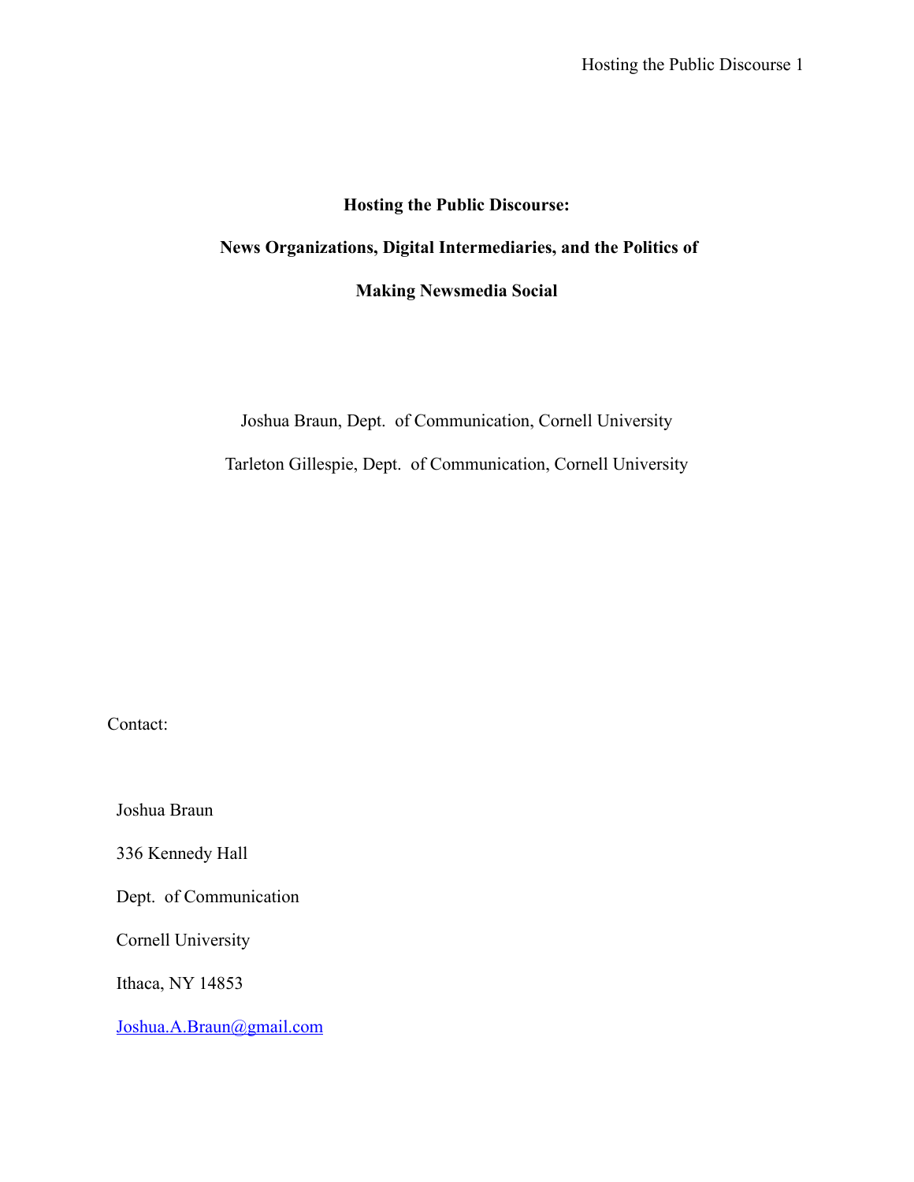# Hosting the Public Discourse:

# News Organizations, Digital Intermediaries, and the Politics of Making Newsmedia Social

Joshua Braun, Dept. of Communication, Cornell University

Tarleton Gillespie, Dept. of Communication, Cornell University

Contact:

Joshua Braun

336 Kennedy Hall

Dept. of Communication

Cornell University

Ithaca, NY 14853

Joshua.A.Braun@gmail.com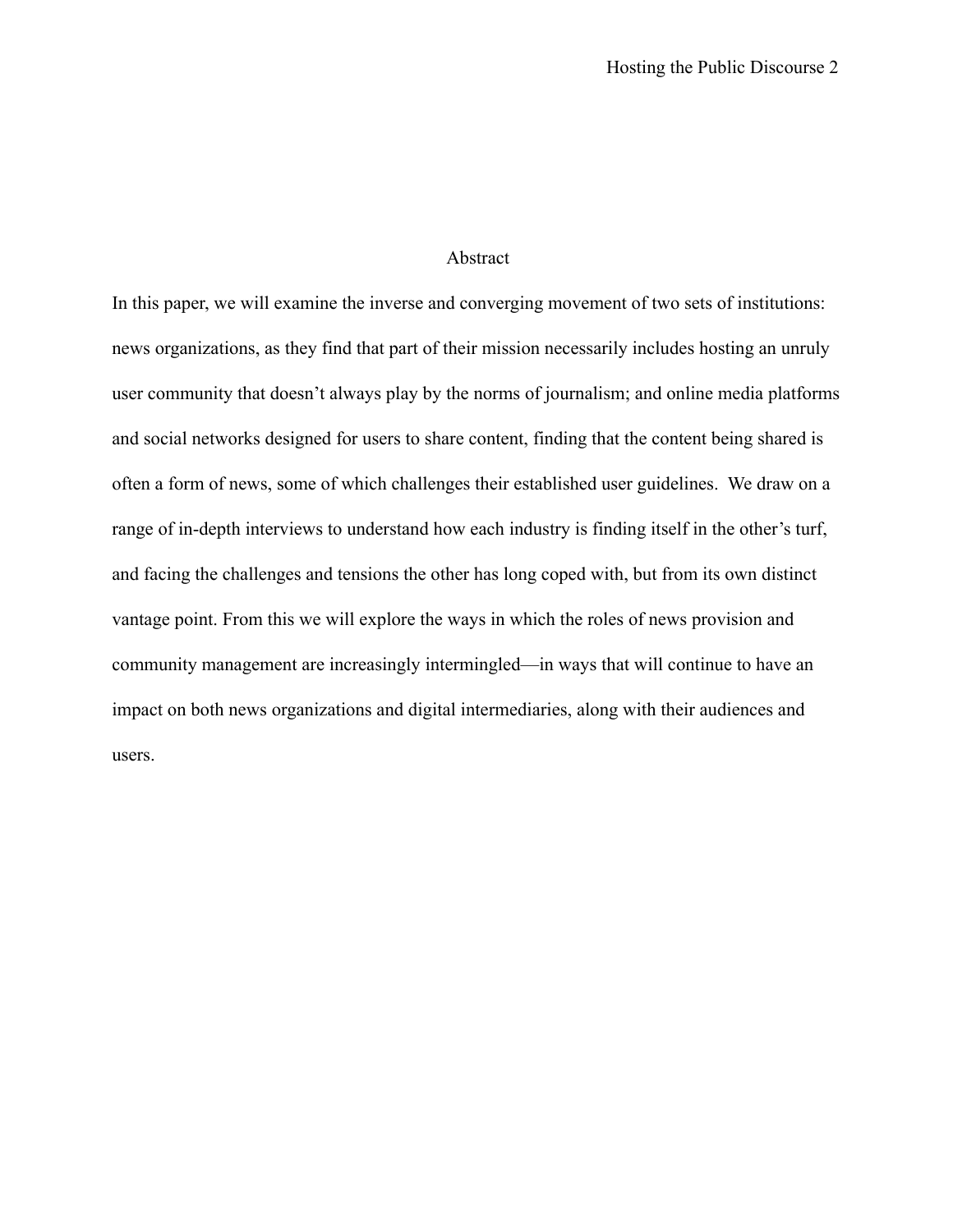## Abstract

In this paper, we will examine the inverse and converging movement of two sets of institutions: news organizations, as they find that part of their mission necessarily includes hosting an unruly user community that doesn't always play by the norms of journalism; and online media platforms and social networks designed for users to share content, finding that the content being shared is often a form of news, some of which challenges their established user guidelines. We draw on a range of in-depth interviews to understand how each industry is finding itself in the other's turf, and facing the challenges and tensions the other has long coped with, but from its own distinct vantage point. From this we will explore the ways in which the roles of news provision and community management are increasingly intermingled—in ways that will continue to have an impact on both news organizations and digital intermediaries, along with their audiences and users.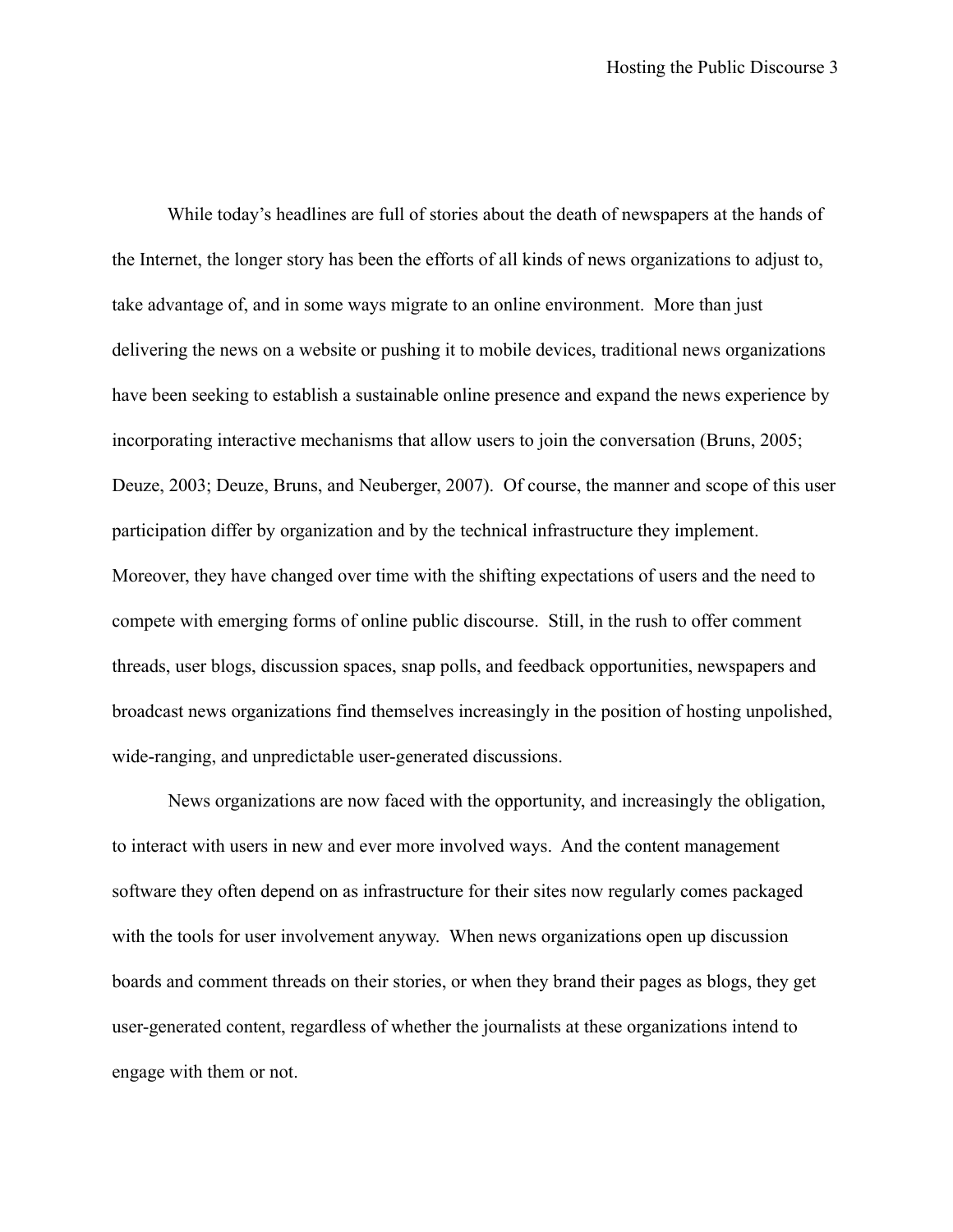While today's headlines are full of stories about the death of newspapers at the hands of the Internet, the longer story has been the efforts of all kinds of news organizations to adjust to, take advantage of, and in some ways migrate to an online environment. More than just delivering the news on a website or pushing it to mobile devices, traditional news organizations have been seeking to establish a sustainable online presence and expand the news experience by incorporating interactive mechanisms that allow users to join the conversation (Bruns, 2005; Deuze, 2003; Deuze, Bruns, and Neuberger, 2007). Of course, the manner and scope of this user participation differ by organization and by the technical infrastructure they implement. Moreover, they have changed over time with the shifting expectations of users and the need to compete with emerging forms of online public discourse. Still, in the rush to offer comment threads, user blogs, discussion spaces, snap polls, and feedback opportunities, newspapers and broadcast news organizations find themselves increasingly in the position of hosting unpolished, wide-ranging, and unpredictable user-generated discussions.

News organizations are now faced with the opportunity, and increasingly the obligation, to interact with users in new and ever more involved ways. And the content management software they often depend on as infrastructure for their sites now regularly comes packaged with the tools for user involvement anyway. When news organizations open up discussion boards and comment threads on their stories, or when they brand their pages as blogs, they get user-generated content, regardless of whether the journalists at these organizations intend to engage with them or not.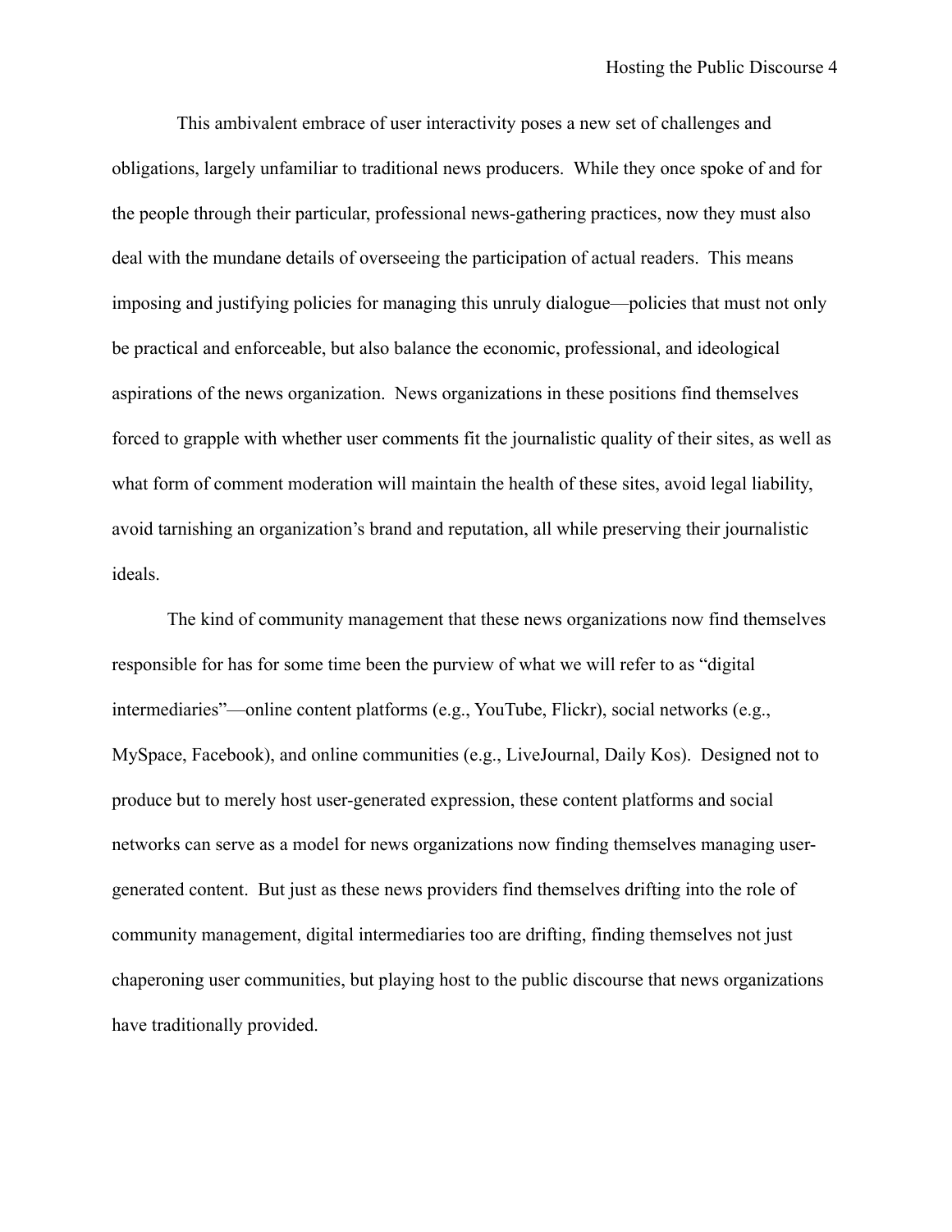This ambivalent embrace of user interactivity poses a new set of challenges and obligations, largely unfamiliar to traditional news producers. While they once spoke of and for the people through their particular, professional news-gathering practices, now they must also deal with the mundane details of overseeing the participation of actual readers. This means imposing and justifying policies for managing this unruly dialogue—policies that must not only be practical and enforceable, but also balance the economic, professional, and ideological aspirations of the news organization. News organizations in these positions find themselves forced to grapple with whether user comments fit the journalistic quality of their sites, as well as what form of comment moderation will maintain the health of these sites, avoid legal liability, avoid tarnishing an organization's brand and reputation, all while preserving their journalistic ideals.

The kind of community management that these news organizations now find themselves responsible for has for some time been the purview of what we will refer to as "digital intermediaries"—online content platforms (e.g., YouTube, Flickr), social networks (e.g., MySpace, Facebook), and online communities (e.g., LiveJournal, Daily Kos). Designed not to produce but to merely host user-generated expression, these content platforms and social networks can serve as a model for news organizations now finding themselves managing user-generated content. But just as these news providers find themselves drifting into the role of community management, digital intermediaries too are drifting, finding themselves not just chaperoning user communities, but playing host to the public discourse that news organizations have traditionally provided.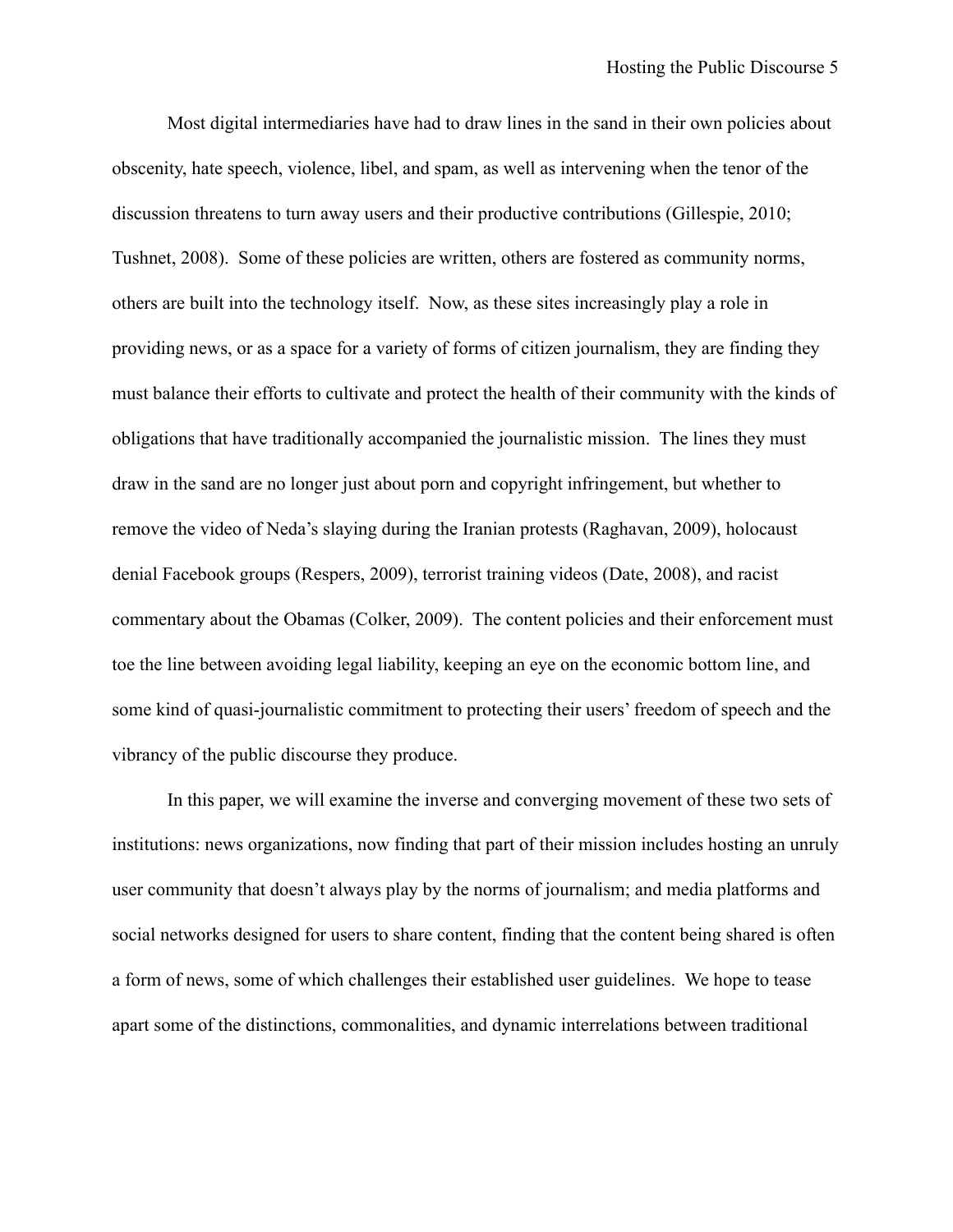Most digital intermediaries have had to draw lines in the sand in their own policies about obscenity, hate speech, violence, libel, and spam, as well as intervening when the tenor of the discussion threatens to turn away users and their productive contributions (Gillespie, 2010; Tushnet, 2008). Some of these policies are written, others are fostered as community norms, others are built into the technology itself. Now, as these sites increasingly play a role in providing news, or as a space for a variety of forms of citizen journalism, they are finding they must balance their efforts to cultivate and protect the health of their community with the kinds of obligations that have traditionally accompanied the journalistic mission. The lines they must draw in the sand are no longer just about porn and copyright infringement, but whether to remove the video of Neda's slaying during the Iranian protests (Raghavan, 2009), holocaust denial Facebook groups (Respers, 2009), terrorist training videos (Date, 2008), and racist commentary about the Obamas (Colker, 2009). The content policies and their enforcement must toe the line between avoiding legal liability, keeping an eye on the economic bottom line, and some kind of quasi-journalistic commitment to protecting their users' freedom of speech and the vibrancy of the public discourse they produce.

In this paper, we will examine the inverse and converging movement of these two sets of institutions: news organizations, now finding that part of their mission includes hosting an unruly user community that doesn't always play by the norms of journalism; and media platforms and social networks designed for users to share content, finding that the content being shared is often a form of news, some of which challenges their established user guidelines. We hope to tease apart some of the distinctions, commonalities, and dynamic interrelations between traditional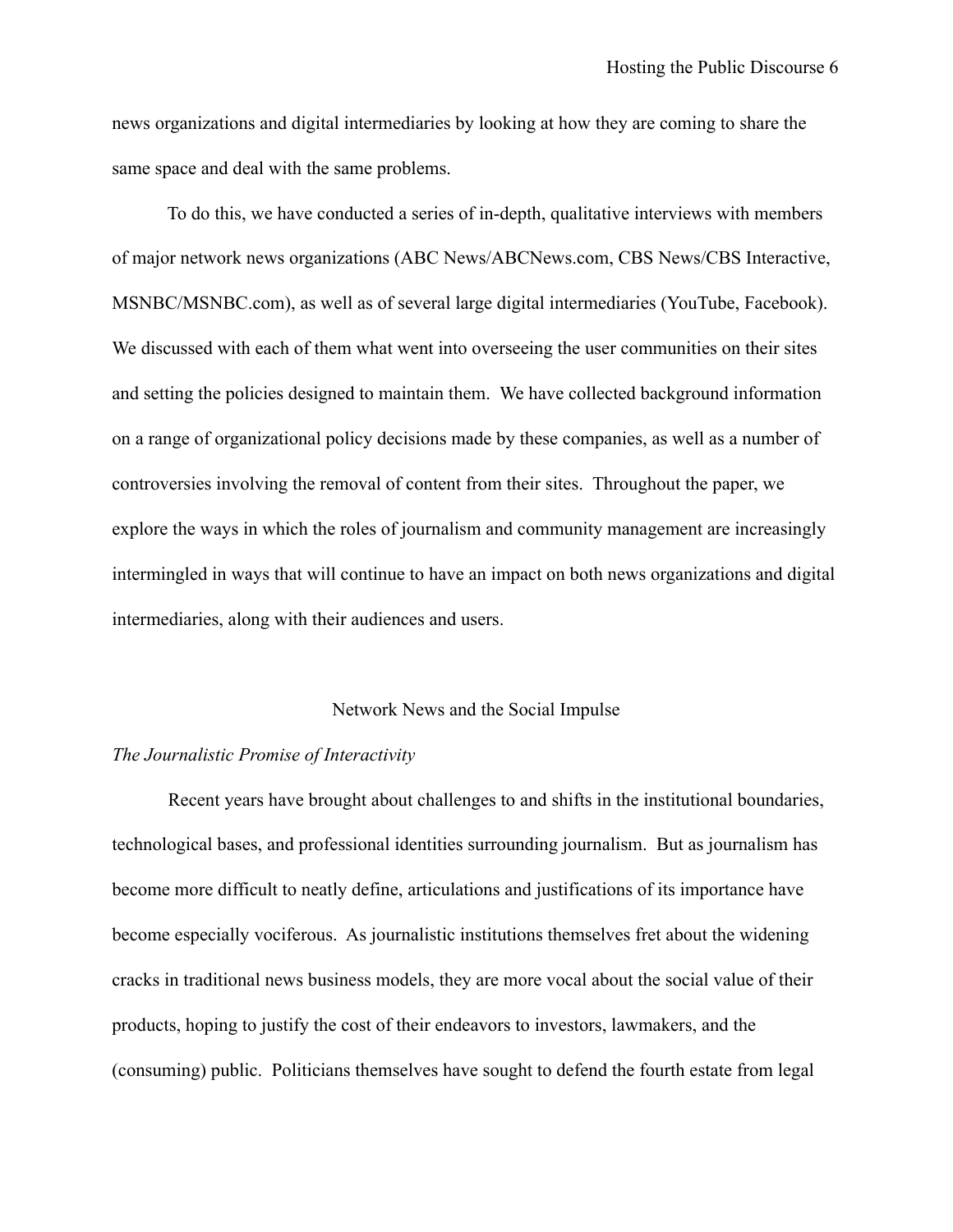news organizations and digital intermediaries by looking at how they are coming to share the same space and deal with the same problems.

To do this, we have conducted a series of in-depth, qualitative interviews with members of major network news organizations (ABC News/ABCNews.com, CBS News/CBS Interactive, MSNBC/MSNBC.com), as well as of several large digital intermediaries (YouTube, Facebook). We discussed with each of them what went into overseeing the user communities on their sites and setting the policies designed to maintain them. We have collected background information on a range of organizational policy decisions made by these companies, as well as a number of controversies involving the removal of content from their sites. Throughout the paper, we explore the ways in which the roles of journalism and community management are increasingly intermingled in ways that will continue to have an impact on both news organizations and digital intermediaries, along with their audiences and users.

## Network News and the Social Impulse

### *The Journalistic Promise of Interactivity*

Recent years have brought about challenges to and shifts in the institutional boundaries, technological bases, and professional identities surrounding journalism. But as journalism has become more difficult to neatly define, articulations and justifications of its importance have become especially vociferous. As journalistic institutions themselves fret about the widening cracks in traditional news business models, they are more vocal about the social value of their products, hoping to justify the cost of their endeavors to investors, lawmakers, and the (consuming) public. Politicians themselves have sought to defend the fourth estate from legal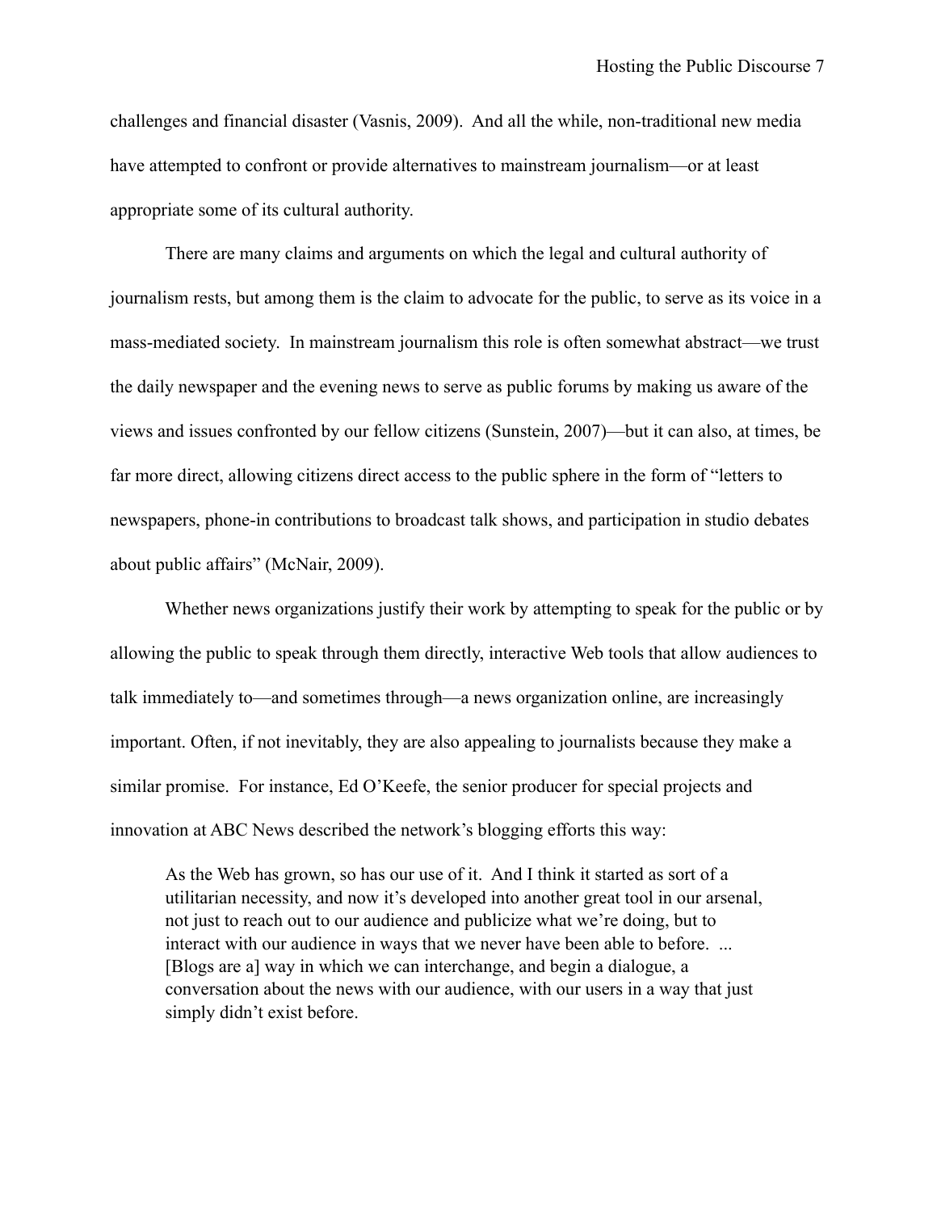challenges and financial disaster (Vasnis, 2009). And all the while, non-traditional new media have attempted to confront or provide alternatives to mainstream journalism—or at least appropriate some of its cultural authority.

There are many claims and arguments on which the legal and cultural authority of journalism rests, but among them is the claim to advocate for the public, to serve as its voice in a mass-mediated society. In mainstream journalism this role is often somewhat abstract—we trust the daily newspaper and the evening news to serve as public forums by making us aware of the views and issues confronted by our fellow citizens (Sunstein, 2007)—but it can also, at times, be far more direct, allowing citizens direct access to the public sphere in the form of "letters to newspapers, phone-in contributions to broadcast talk shows, and participation in studio debates about public affairs" (McNair, 2009).

Whether news organizations justify their work by attempting to speak for the public or by allowing the public to speak through them directly, interactive Web tools that allow audiences to talk immediately to—and sometimes through—a news organization online, are increasingly important. Often, if not inevitably, they are also appealing to journalists because they make a similar promise. For instance, Ed O'Keefe, the senior producer for special projects and innovation at ABC News described the network's blogging efforts this way:

> As the Web has grown, so has our use of it. And I think it started as sort of a utilitarian necessity, and now it's developed into another great tool in our arsenal, not just to reach out to our audience and publicize what we're doing, but to interact with our audience in ways that we never have been able to before. ... [Blogs are a] way in which we can interchange, and begin a dialogue, a conversation about the news with our audience, with our users in a way that just simply didn't exist before.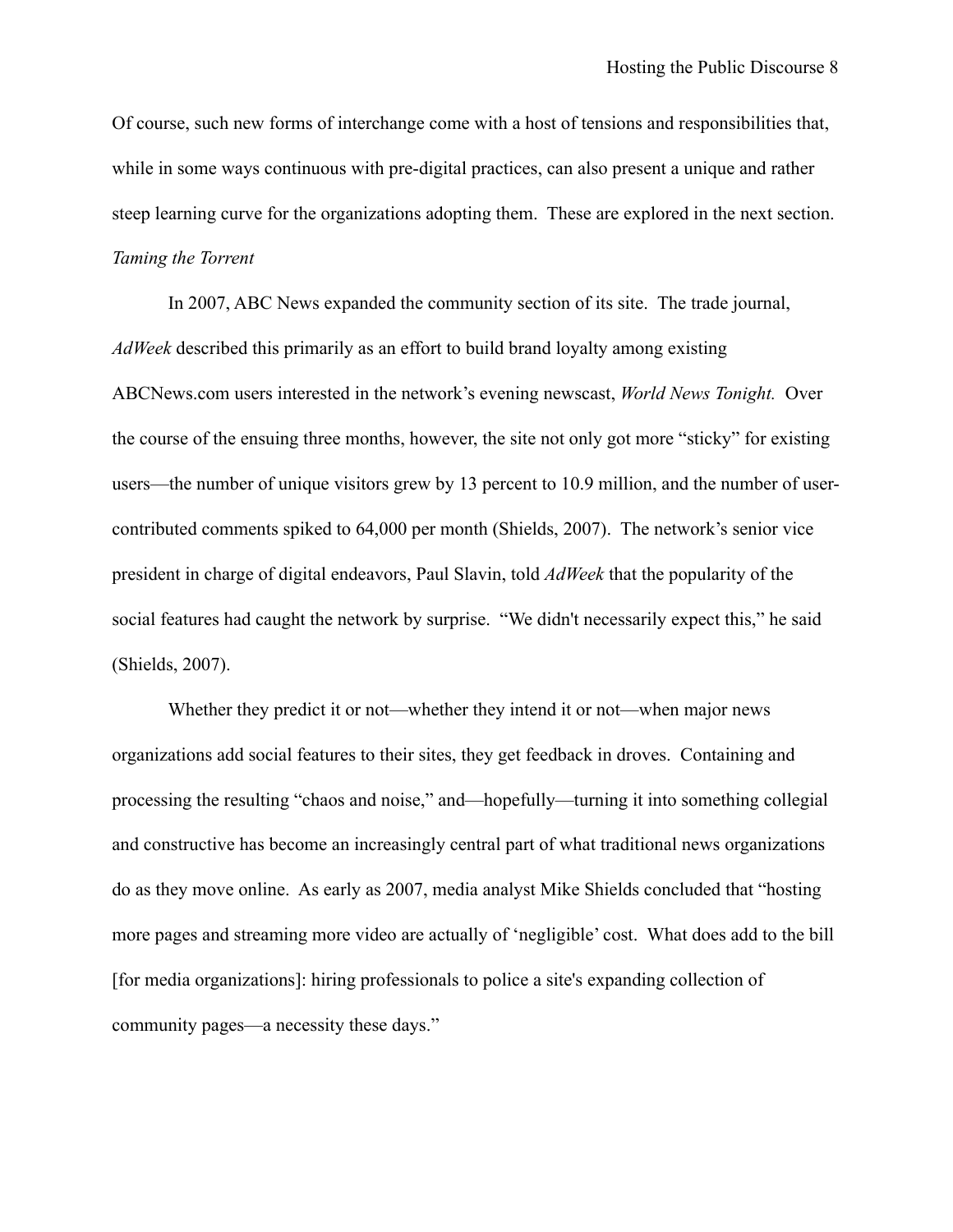Of course, such new forms of interchange come with a host of tensions and responsibilities that, while in some ways continuous with pre-digital practices, can also present a unique and rather steep learning curve for the organizations adopting them. These are explored in the next section.

*Taming the Torrent*

In 2007, ABC News expanded the community section of its site. The trade journal, *AdWeek* described this primarily as an effort to build brand loyalty among existing ABCNews.com users interested in the network's evening newscast, *World News Tonight.* Over the course of the ensuing three months, however, the site not only got more "sticky" for existing users—the number of unique visitors grew by 13 percent to 10.9 million, and the number of user-contributed comments spiked to 64,000 per month (Shields, 2007). The network's senior vice president in charge of digital endeavors, Paul Slavin, told *AdWeek* that the popularity of the social features had caught the network by surprise. "We didn't necessarily expect this," he said (Shields, 2007).

Whether they predict it or not—whether they intend it or not—when major news organizations add social features to their sites, they get feedback in droves. Containing and processing the resulting "chaos and noise," and—hopefully—turning it into something collegial and constructive has become an increasingly central part of what traditional news organizations do as they move online. As early as 2007, media analyst Mike Shields concluded that "hosting more pages and streaming more video are actually of 'negligible' cost. What does add to the bill [for media organizations]: hiring professionals to police a site's expanding collection of community pages—a necessity these days."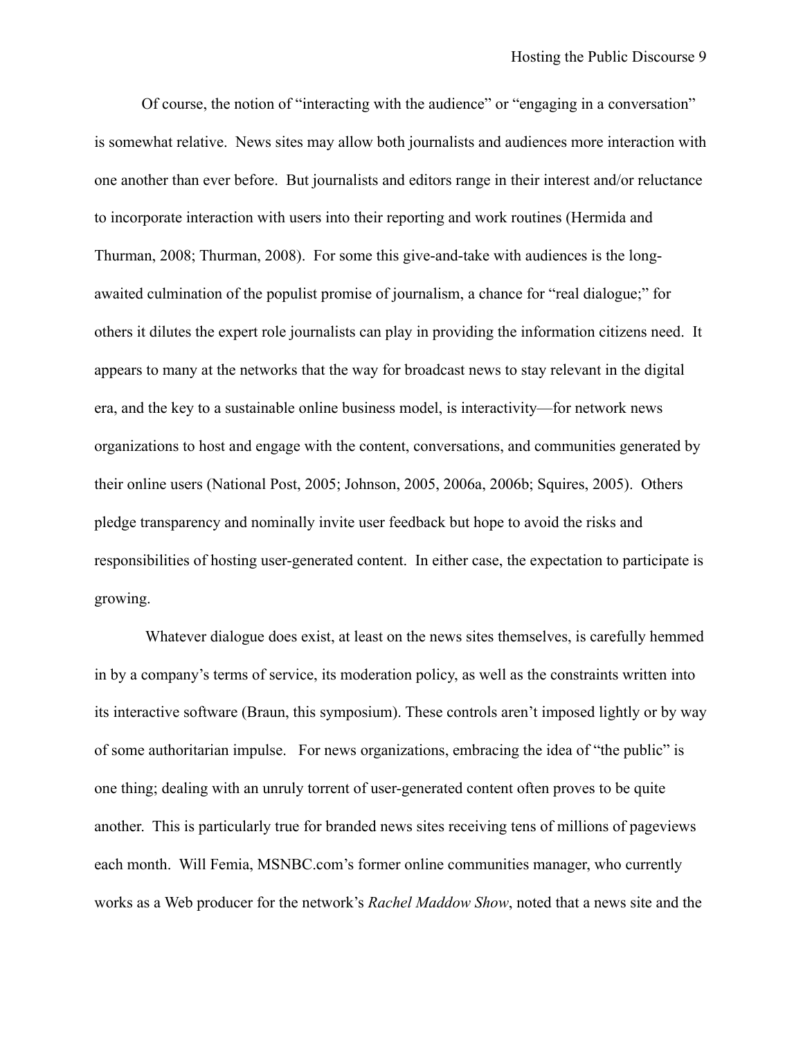Of course, the notion of "interacting with the audience" or "engaging in a conversation" is somewhat relative. News sites may allow both journalists and audiences more interaction with one another than ever before. But journalists and editors range in their interest and/or reluctance to incorporate interaction with users into their reporting and work routines (Hermida and Thurman, 2008; Thurman, 2008). For some this give-and-take with audiences is the long-awaited culmination of the populist promise of journalism, a chance for "real dialogue;" for others it dilutes the expert role journalists can play in providing the information citizens need. It appears to many at the networks that the way for broadcast news to stay relevant in the digital era, and the key to a sustainable online business model, is interactivity—for network news organizations to host and engage with the content, conversations, and communities generated by their online users (National Post, 2005; Johnson, 2005, 2006a, 2006b; Squires, 2005). Others pledge transparency and nominally invite user feedback but hope to avoid the risks and responsibilities of hosting user-generated content. In either case, the expectation to participate is growing.

Whatever dialogue does exist, at least on the news sites themselves, is carefully hemmed in by a company's terms of service, its moderation policy, as well as the constraints written into its interactive software (Braun, this symposium). These controls aren't imposed lightly or by way of some authoritarian impulse. For news organizations, embracing the idea of "the public" is one thing; dealing with an unruly torrent of user-generated content often proves to be quite another. This is particularly true for branded news sites receiving tens of millions of pageviews each month. Will Femia, MSNBC.com's former online communities manager, who currently works as a Web producer for the network's *Rachel Maddow Show*, noted that a news site and the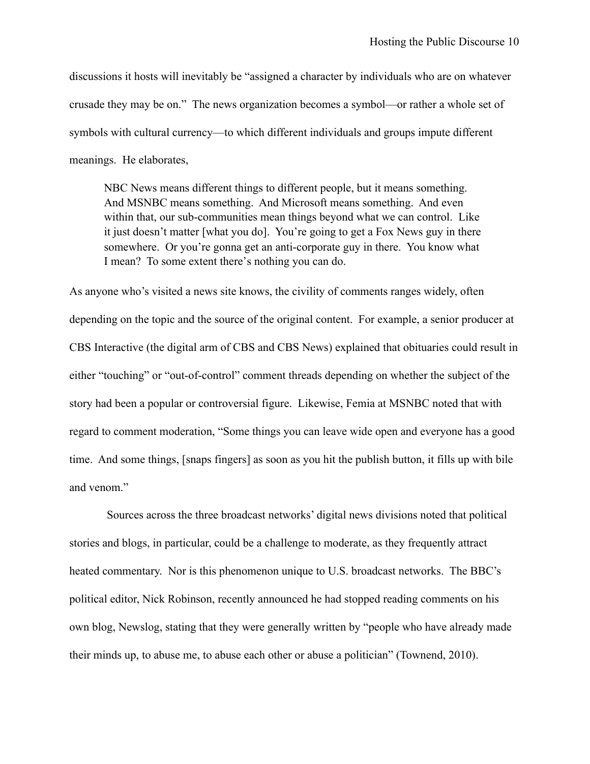discussions it hosts will inevitably be "assigned a character by individuals who are on whatever crusade they may be on." The news organization becomes a symbol—or rather a whole set of symbols with cultural currency—to which different individuals and groups impute different meanings. He elaborates,

> NBC News means different things to different people, but it means something. And MSNBC means something. And Microsoft means something. And even within that, our sub-communities mean things beyond what we can control. Like it just doesn't matter [what you do]. You're going to get a Fox News guy in there somewhere. Or you're gonna get an anti-corporate guy in there. You know what I mean? To some extent there's nothing you can do.

As anyone who's visited a news site knows, the civility of comments ranges widely, often depending on the topic and the source of the original content. For example, a senior producer at CBS Interactive (the digital arm of CBS and CBS News) explained that obituaries could result in either "touching" or "out-of-control" comment threads depending on whether the subject of the story had been a popular or controversial figure. Likewise, Femia at MSNBC noted that with regard to comment moderation, "Some things you can leave wide open and everyone has a good time. And some things, [snaps fingers] as soon as you hit the publish button, it fills up with bile and venom."

Sources across the three broadcast networks' digital news divisions noted that political stories and blogs, in particular, could be a challenge to moderate, as they frequently attract heated commentary. Nor is this phenomenon unique to U.S. broadcast networks. The BBC's political editor, Nick Robinson, recently announced he had stopped reading comments on his own blog, Newslog, stating that they were generally written by "people who have already made their minds up, to abuse me, to abuse each other or abuse a politician" (Townend, 2010).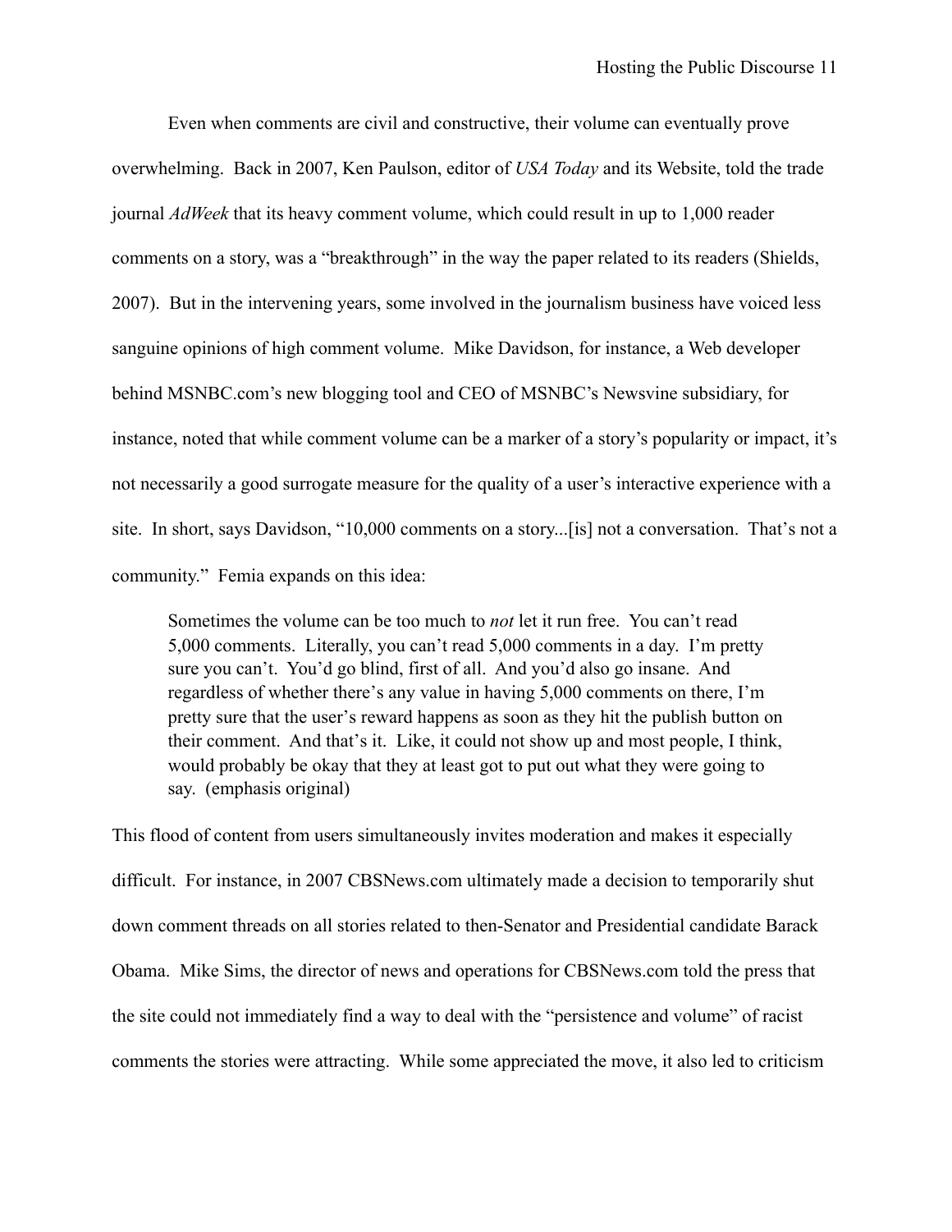Even when comments are civil and constructive, their volume can eventually prove overwhelming. Back in 2007, Ken Paulson, editor of *USA Today* and its Website, told the trade journal *AdWeek* that its heavy comment volume, which could result in up to 1,000 reader comments on a story, was a "breakthrough" in the way the paper related to its readers (Shields, 2007). But in the intervening years, some involved in the journalism business have voiced less sanguine opinions of high comment volume. Mike Davidson, for instance, a Web developer behind MSNBC.com's new blogging tool and CEO of MSNBC's Newsvine subsidiary, for instance, noted that while comment volume can be a marker of a story's popularity or impact, it's not necessarily a good surrogate measure for the quality of a user's interactive experience with a site. In short, says Davidson, "10,000 comments on a story...[is] not a conversation. That's not a community." Femia expands on this idea:

> Sometimes the volume can be too much to *not* let it run free. You can't read 5,000 comments. Literally, you can't read 5,000 comments in a day. I'm pretty sure you can't. You'd go blind, first of all. And you'd also go insane. And regardless of whether there's any value in having 5,000 comments on there, I'm pretty sure that the user's reward happens as soon as they hit the publish button on their comment. And that's it. Like, it could not show up and most people, I think, would probably be okay that they at least got to put out what they were going to say. (emphasis original)

This flood of content from users simultaneously invites moderation and makes it especially difficult. For instance, in 2007 CBSNews.com ultimately made a decision to temporarily shut down comment threads on all stories related to then-Senator and Presidential candidate Barack Obama. Mike Sims, the director of news and operations for CBSNews.com told the press that the site could not immediately find a way to deal with the "persistence and volume" of racist comments the stories were attracting. While some appreciated the move, it also led to criticism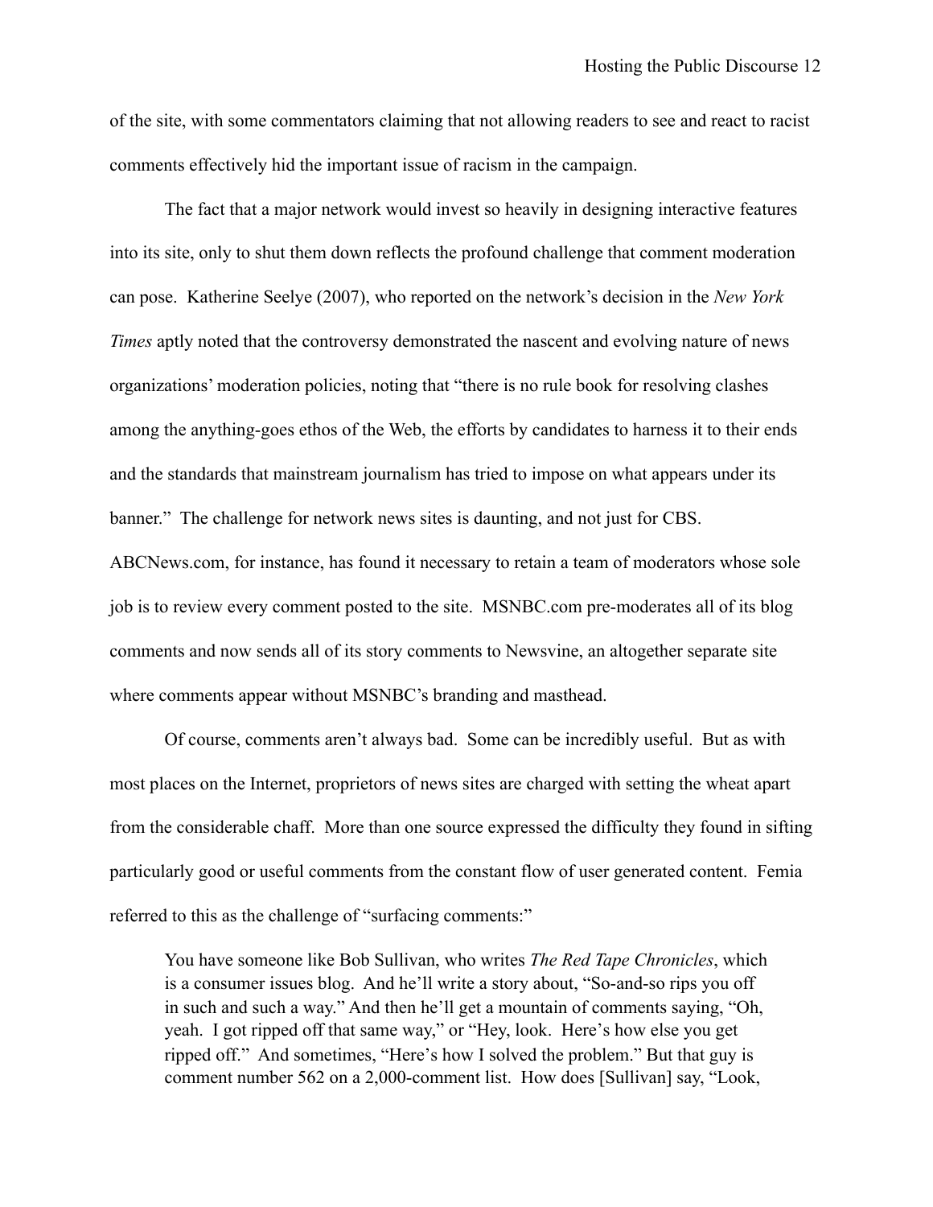of the site, with some commentators claiming that not allowing readers to see and react to racist comments effectively hid the important issue of racism in the campaign.

The fact that a major network would invest so heavily in designing interactive features into its site, only to shut them down reflects the profound challenge that comment moderation can pose. Katherine Seelye (2007), who reported on the network's decision in the *New York Times* aptly noted that the controversy demonstrated the nascent and evolving nature of news organizations' moderation policies, noting that "there is no rule book for resolving clashes among the anything-goes ethos of the Web, the efforts by candidates to harness it to their ends and the standards that mainstream journalism has tried to impose on what appears under its banner." The challenge for network news sites is daunting, and not just for CBS. ABCNews.com, for instance, has found it necessary to retain a team of moderators whose sole job is to review every comment posted to the site. MSNBC.com pre-moderates all of its blog comments and now sends all of its story comments to Newsvine, an altogether separate site where comments appear without MSNBC's branding and masthead.

Of course, comments aren't always bad. Some can be incredibly useful. But as with most places on the Internet, proprietors of news sites are charged with setting the wheat apart from the considerable chaff. More than one source expressed the difficulty they found in sifting particularly good or useful comments from the constant flow of user generated content. Femia referred to this as the challenge of "surfacing comments:"

> You have someone like Bob Sullivan, who writes *The Red Tape Chronicles*, which is a consumer issues blog. And he'll write a story about, "So-and-so rips you off in such and such a way." And then he'll get a mountain of comments saying, "Oh, yeah. I got ripped off that same way," or "Hey, look. Here's how else you get ripped off." And sometimes, "Here's how I solved the problem." But that guy is comment number 562 on a 2,000-comment list. How does [Sullivan] say, "Look,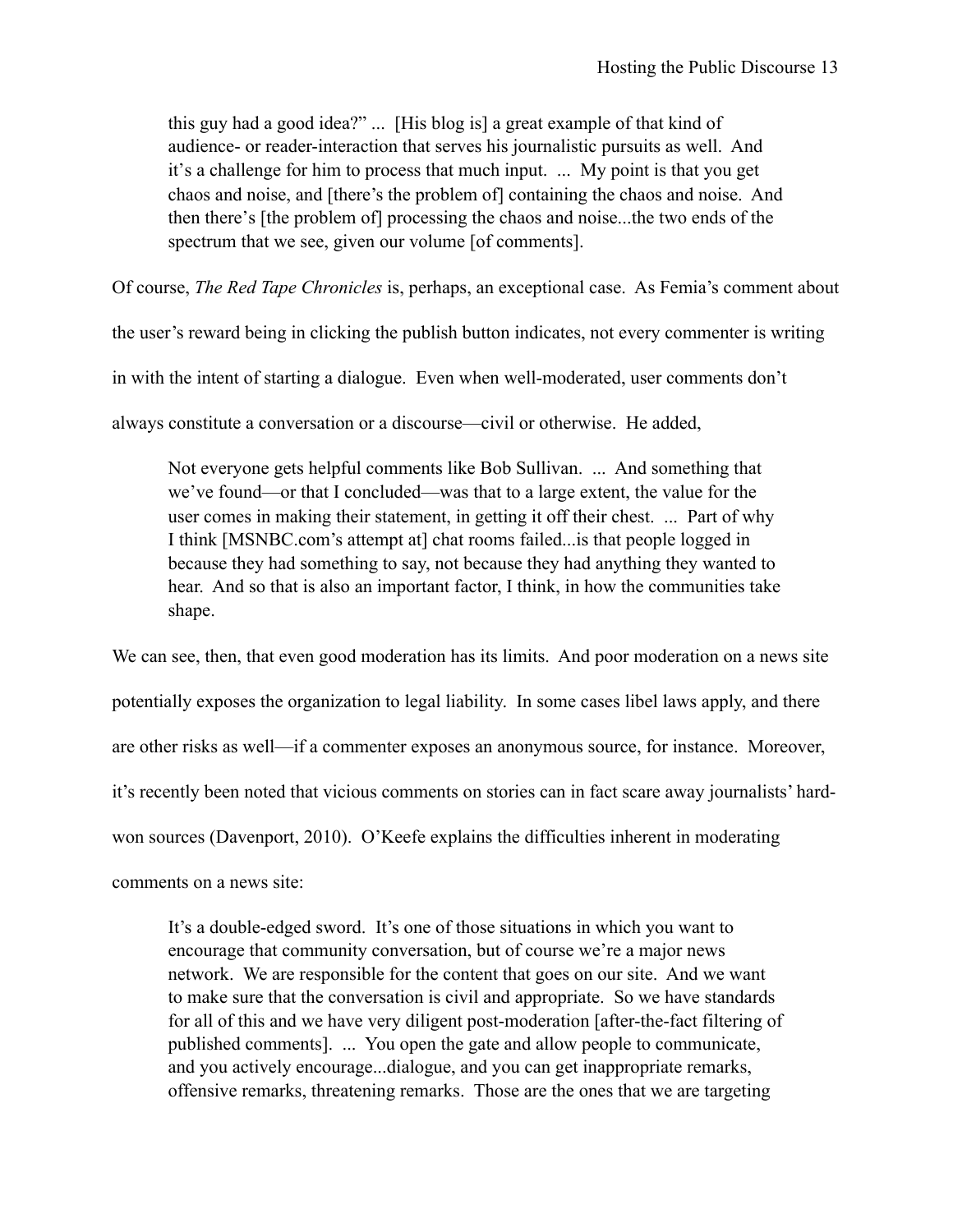> this guy had a good idea?" ... [His blog is] a great example of that kind of audience- or reader-interaction that serves his journalistic pursuits as well. And it's a challenge for him to process that much input. ... My point is that you get chaos and noise, and [there's the problem of] containing the chaos and noise. And then there's [the problem of] processing the chaos and noise...the two ends of the spectrum that we see, given our volume [of comments].

Of course, *The Red Tape Chronicles* is, perhaps, an exceptional case. As Femia's comment about the user's reward being in clicking the publish button indicates, not every commenter is writing in with the intent of starting a dialogue. Even when well-moderated, user comments don't always constitute a conversation or a discourse—civil or otherwise. He added,

> Not everyone gets helpful comments like Bob Sullivan. ... And something that we've found—or that I concluded—was that to a large extent, the value for the user comes in making their statement, in getting it off their chest. ... Part of why I think [MSNBC.com's attempt at] chat rooms failed...is that people logged in because they had something to say, not because they had anything they wanted to hear. And so that is also an important factor, I think, in how the communities take shape.

We can see, then, that even good moderation has its limits. And poor moderation on a news site potentially exposes the organization to legal liability. In some cases libel laws apply, and there are other risks as well—if a commenter exposes an anonymous source, for instance. Moreover, it's recently been noted that vicious comments on stories can in fact scare away journalists' hard-won sources (Davenport, 2010). O'Keefe explains the difficulties inherent in moderating comments on a news site:

> It's a double-edged sword. It's one of those situations in which you want to encourage that community conversation, but of course we're a major news network. We are responsible for the content that goes on our site. And we want to make sure that the conversation is civil and appropriate. So we have standards for all of this and we have very diligent post-moderation [after-the-fact filtering of published comments]. ... You open the gate and allow people to communicate, and you actively encourage...dialogue, and you can get inappropriate remarks, offensive remarks, threatening remarks. Those are the ones that we are targeting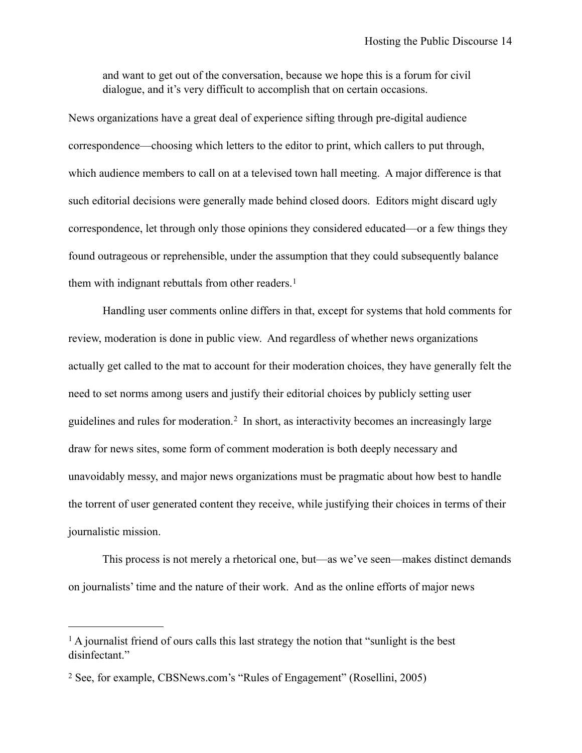> and want to get out of the conversation, because we hope this is a forum for civil dialogue, and it's very difficult to accomplish that on certain occasions.

News organizations have a great deal of experience sifting through pre-digital audience correspondence—choosing which letters to the editor to print, which callers to put through, which audience members to call on at a televised town hall meeting. A major difference is that such editorial decisions were generally made behind closed doors. Editors might discard ugly correspondence, let through only those opinions they considered educated—or a few things they found outrageous or reprehensible, under the assumption that they could subsequently balance them with indignant rebuttals from other readers.[1]

Handling user comments online differs in that, except for systems that hold comments for review, moderation is done in public view. And regardless of whether news organizations actually get called to the mat to account for their moderation choices, they have generally felt the need to set norms among users and justify their editorial choices by publicly setting user guidelines and rules for moderation.[2] In short, as interactivity becomes an increasingly large draw for news sites, some form of comment moderation is both deeply necessary and unavoidably messy, and major news organizations must be pragmatic about how best to handle the torrent of user generated content they receive, while justifying their choices in terms of their journalistic mission.

This process is not merely a rhetorical one, but—as we've seen—makes distinct demands on journalists' time and the nature of their work. And as the online efforts of major news

---

[1] A journalist friend of ours calls this last strategy the notion that "sunlight is the best disinfectant."

[2] See, for example, CBSNews.com's "Rules of Engagement" (Rosellini, 2005)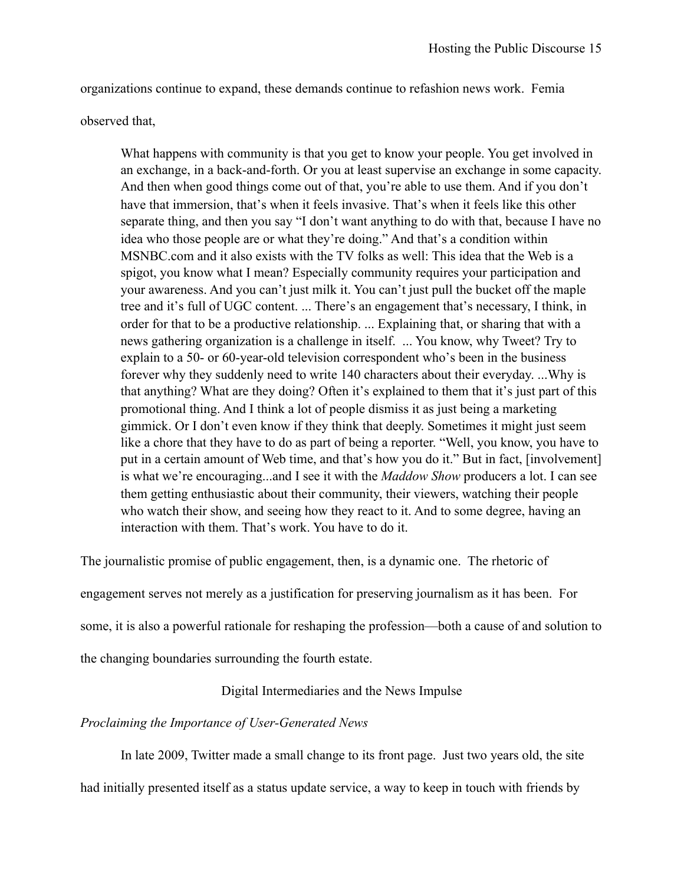organizations continue to expand, these demands continue to refashion news work. Femia observed that,

> What happens with community is that you get to know your people. You get involved in an exchange, in a back-and-forth. Or you at least supervise an exchange in some capacity. And then when good things come out of that, you're able to use them. And if you don't have that immersion, that's when it feels invasive. That's when it feels like this other separate thing, and then you say "I don't want anything to do with that, because I have no idea who those people are or what they're doing." And that's a condition within MSNBC.com and it also exists with the TV folks as well: This idea that the Web is a spigot, you know what I mean? Especially community requires your participation and your awareness. And you can't just milk it. You can't just pull the bucket off the maple tree and it's full of UGC content. ... There's an engagement that's necessary, I think, in order for that to be a productive relationship. ... Explaining that, or sharing that with a news gathering organization is a challenge in itself. ... You know, why Tweet? Try to explain to a 50- or 60-year-old television correspondent who's been in the business forever why they suddenly need to write 140 characters about their everyday. ...Why is that anything? What are they doing? Often it's explained to them that it's just part of this promotional thing. And I think a lot of people dismiss it as just being a marketing gimmick. Or I don't even know if they think that deeply. Sometimes it might just seem like a chore that they have to do as part of being a reporter. "Well, you know, you have to put in a certain amount of Web time, and that's how you do it." But in fact, [involvement] is what we're encouraging...and I see it with the *Maddow Show* producers a lot. I can see them getting enthusiastic about their community, their viewers, watching their people who watch their show, and seeing how they react to it. And to some degree, having an interaction with them. That's work. You have to do it.

The journalistic promise of public engagement, then, is a dynamic one. The rhetoric of engagement serves not merely as a justification for preserving journalism as it has been. For some, it is also a powerful rationale for reshaping the profession—both a cause of and solution to the changing boundaries surrounding the fourth estate.

## Digital Intermediaries and the News Impulse

### *Proclaiming the Importance of User-Generated News*

In late 2009, Twitter made a small change to its front page. Just two years old, the site had initially presented itself as a status update service, a way to keep in touch with friends by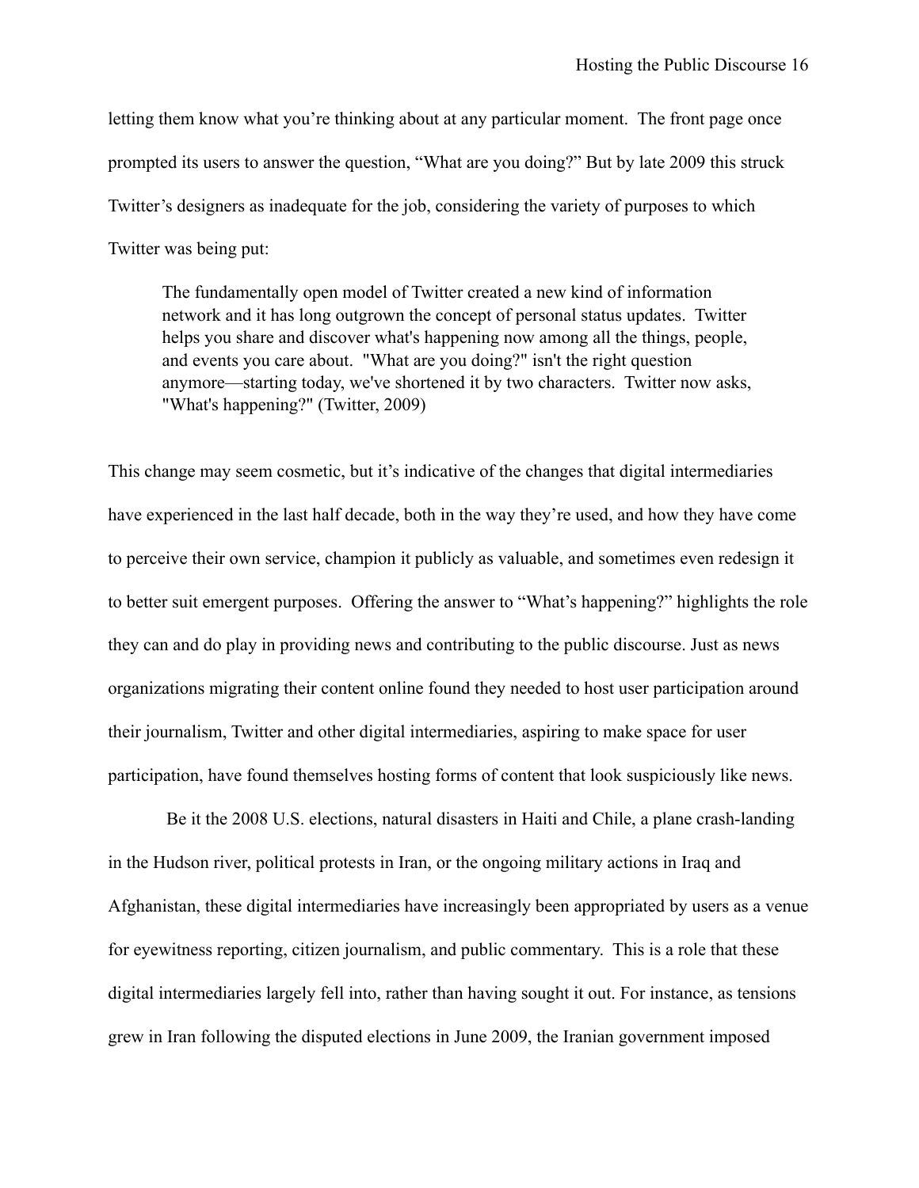letting them know what you're thinking about at any particular moment. The front page once prompted its users to answer the question, "What are you doing?" But by late 2009 this struck Twitter's designers as inadequate for the job, considering the variety of purposes to which Twitter was being put:

> The fundamentally open model of Twitter created a new kind of information network and it has long outgrown the concept of personal status updates. Twitter helps you share and discover what's happening now among all the things, people, and events you care about. "What are you doing?" isn't the right question anymore—starting today, we've shortened it by two characters. Twitter now asks, "What's happening?" (Twitter, 2009)

This change may seem cosmetic, but it's indicative of the changes that digital intermediaries have experienced in the last half decade, both in the way they're used, and how they have come to perceive their own service, champion it publicly as valuable, and sometimes even redesign it to better suit emergent purposes. Offering the answer to "What's happening?" highlights the role they can and do play in providing news and contributing to the public discourse. Just as news organizations migrating their content online found they needed to host user participation around their journalism, Twitter and other digital intermediaries, aspiring to make space for user participation, have found themselves hosting forms of content that look suspiciously like news.

Be it the 2008 U.S. elections, natural disasters in Haiti and Chile, a plane crash-landing in the Hudson river, political protests in Iran, or the ongoing military actions in Iraq and Afghanistan, these digital intermediaries have increasingly been appropriated by users as a venue for eyewitness reporting, citizen journalism, and public commentary. This is a role that these digital intermediaries largely fell into, rather than having sought it out. For instance, as tensions grew in Iran following the disputed elections in June 2009, the Iranian government imposed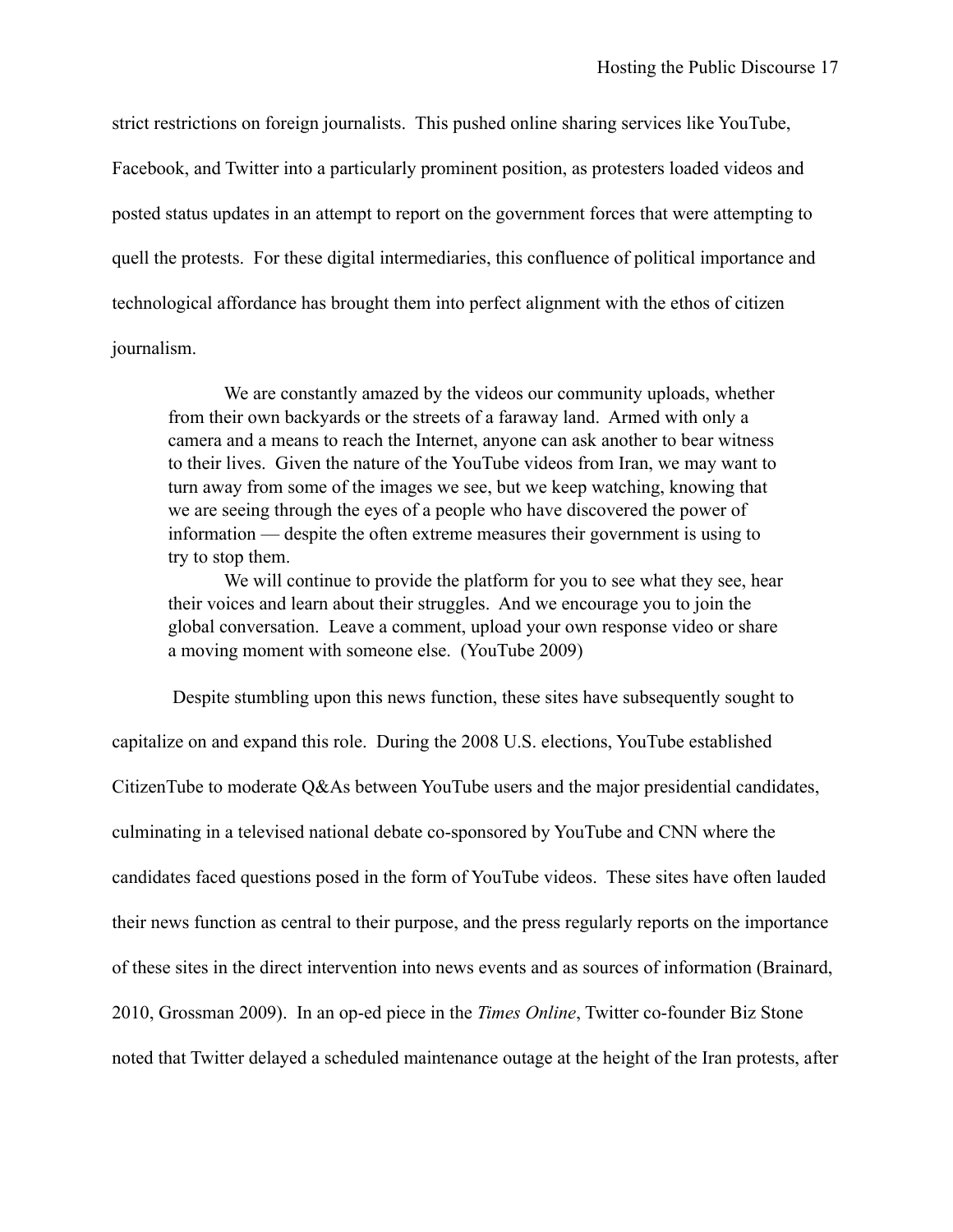strict restrictions on foreign journalists. This pushed online sharing services like YouTube, Facebook, and Twitter into a particularly prominent position, as protesters loaded videos and posted status updates in an attempt to report on the government forces that were attempting to quell the protests. For these digital intermediaries, this confluence of political importance and technological affordance has brought them into perfect alignment with the ethos of citizen journalism.

> We are constantly amazed by the videos our community uploads, whether from their own backyards or the streets of a faraway land. Armed with only a camera and a means to reach the Internet, anyone can ask another to bear witness to their lives. Given the nature of the YouTube videos from Iran, we may want to turn away from some of the images we see, but we keep watching, knowing that we are seeing through the eyes of a people who have discovered the power of information — despite the often extreme measures their government is using to try to stop them.
>
> We will continue to provide the platform for you to see what they see, hear their voices and learn about their struggles. And we encourage you to join the global conversation. Leave a comment, upload your own response video or share a moving moment with someone else. (YouTube 2009)

Despite stumbling upon this news function, these sites have subsequently sought to capitalize on and expand this role. During the 2008 U.S. elections, YouTube established CitizenTube to moderate Q&As between YouTube users and the major presidential candidates, culminating in a televised national debate co-sponsored by YouTube and CNN where the candidates faced questions posed in the form of YouTube videos. These sites have often lauded their news function as central to their purpose, and the press regularly reports on the importance of these sites in the direct intervention into news events and as sources of information (Brainard, 2010, Grossman 2009). In an op-ed piece in the *Times Online*, Twitter co-founder Biz Stone noted that Twitter delayed a scheduled maintenance outage at the height of the Iran protests, after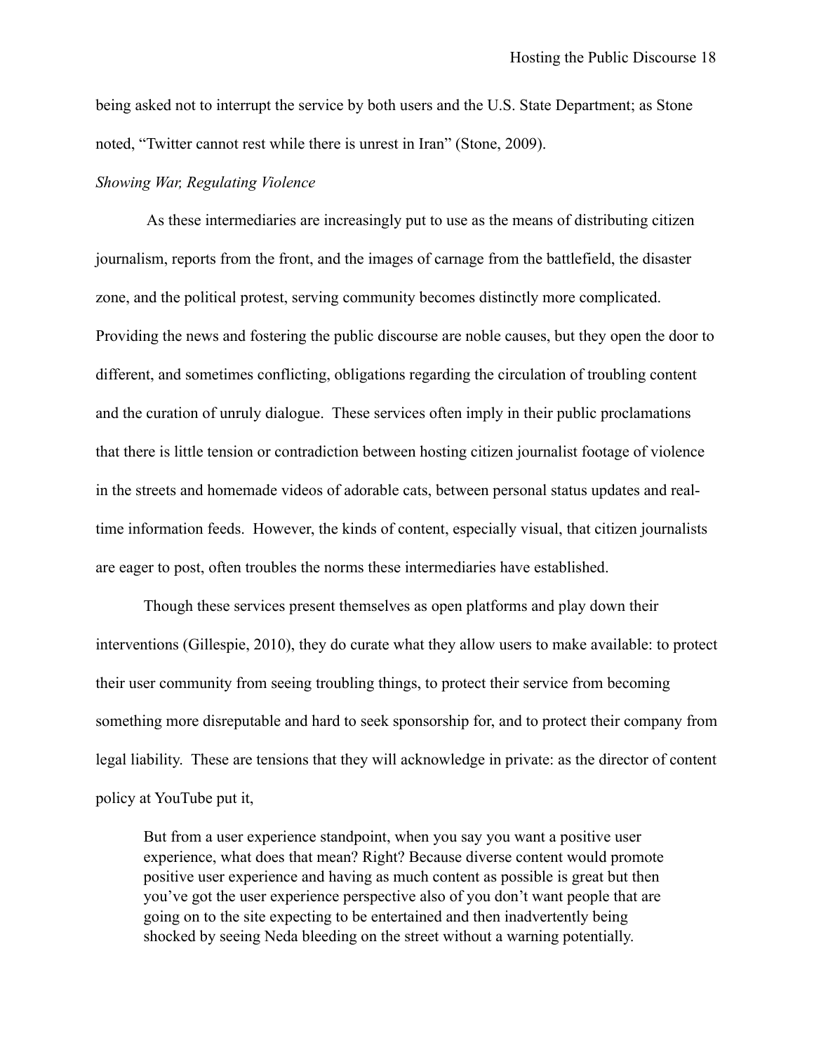being asked not to interrupt the service by both users and the U.S. State Department; as Stone noted, "Twitter cannot rest while there is unrest in Iran" (Stone, 2009).

*Showing War, Regulating Violence*

As these intermediaries are increasingly put to use as the means of distributing citizen journalism, reports from the front, and the images of carnage from the battlefield, the disaster zone, and the political protest, serving community becomes distinctly more complicated. Providing the news and fostering the public discourse are noble causes, but they open the door to different, and sometimes conflicting, obligations regarding the circulation of troubling content and the curation of unruly dialogue. These services often imply in their public proclamations that there is little tension or contradiction between hosting citizen journalist footage of violence in the streets and homemade videos of adorable cats, between personal status updates and real-time information feeds. However, the kinds of content, especially visual, that citizen journalists are eager to post, often troubles the norms these intermediaries have established.

Though these services present themselves as open platforms and play down their interventions (Gillespie, 2010), they do curate what they allow users to make available: to protect their user community from seeing troubling things, to protect their service from becoming something more disreputable and hard to seek sponsorship for, and to protect their company from legal liability. These are tensions that they will acknowledge in private: as the director of content policy at YouTube put it,

> But from a user experience standpoint, when you say you want a positive user experience, what does that mean? Right? Because diverse content would promote positive user experience and having as much content as possible is great but then you've got the user experience perspective also of you don't want people that are going on to the site expecting to be entertained and then inadvertently being shocked by seeing Neda bleeding on the street without a warning potentially.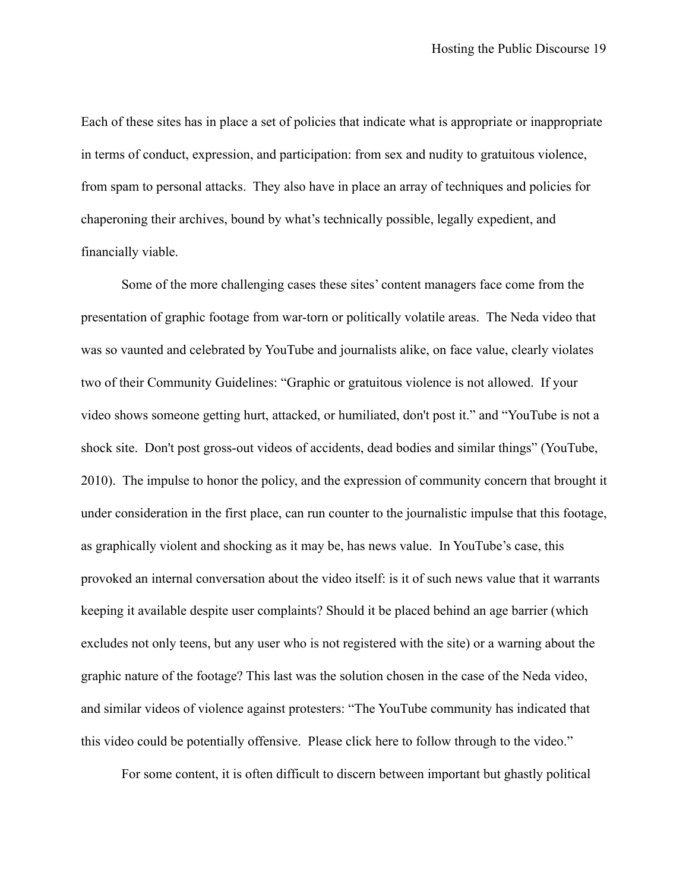Each of these sites has in place a set of policies that indicate what is appropriate or inappropriate in terms of conduct, expression, and participation: from sex and nudity to gratuitous violence, from spam to personal attacks. They also have in place an array of techniques and policies for chaperoning their archives, bound by what's technically possible, legally expedient, and financially viable.

Some of the more challenging cases these sites' content managers face come from the presentation of graphic footage from war-torn or politically volatile areas. The Neda video that was so vaunted and celebrated by YouTube and journalists alike, on face value, clearly violates two of their Community Guidelines: "Graphic or gratuitous violence is not allowed. If your video shows someone getting hurt, attacked, or humiliated, don't post it." and "YouTube is not a shock site. Don't post gross-out videos of accidents, dead bodies and similar things" (YouTube, 2010). The impulse to honor the policy, and the expression of community concern that brought it under consideration in the first place, can run counter to the journalistic impulse that this footage, as graphically violent and shocking as it may be, has news value. In YouTube's case, this provoked an internal conversation about the video itself: is it of such news value that it warrants keeping it available despite user complaints? Should it be placed behind an age barrier (which excludes not only teens, but any user who is not registered with the site) or a warning about the graphic nature of the footage? This last was the solution chosen in the case of the Neda video, and similar videos of violence against protesters: "The YouTube community has indicated that this video could be potentially offensive. Please click here to follow through to the video."

For some content, it is often difficult to discern between important but ghastly political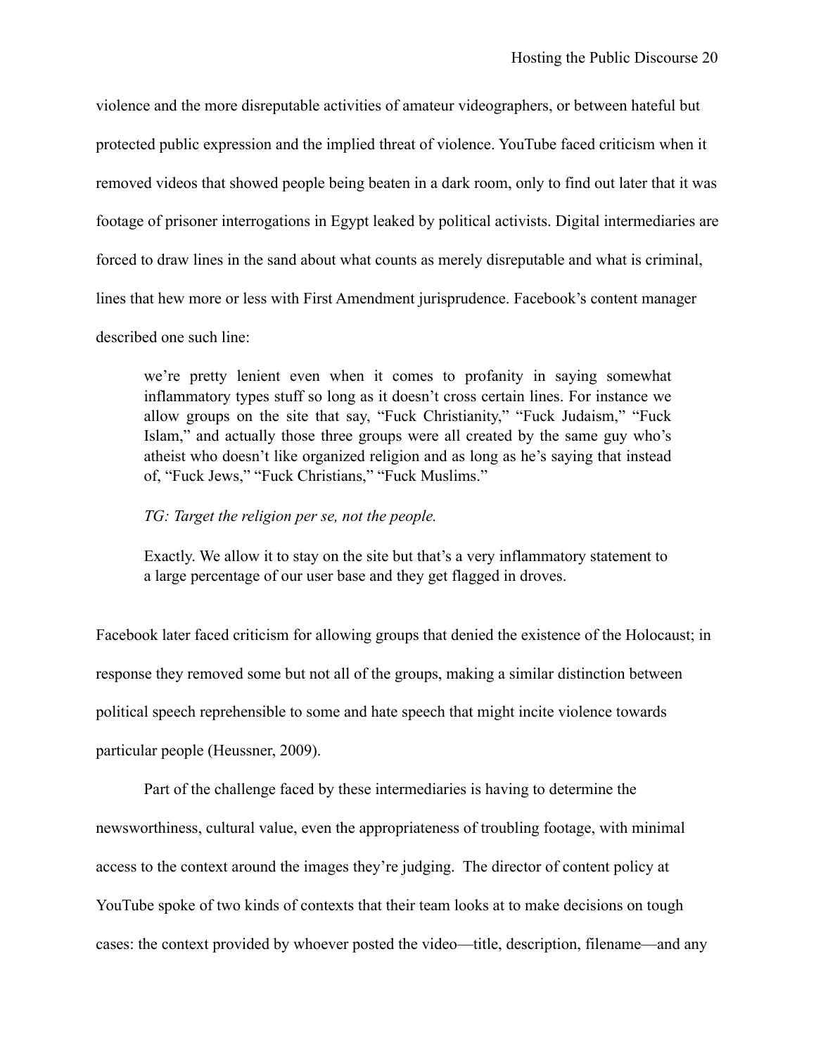violence and the more disreputable activities of amateur videographers, or between hateful but protected public expression and the implied threat of violence. YouTube faced criticism when it removed videos that showed people being beaten in a dark room, only to find out later that it was footage of prisoner interrogations in Egypt leaked by political activists. Digital intermediaries are forced to draw lines in the sand about what counts as merely disreputable and what is criminal, lines that hew more or less with First Amendment jurisprudence. Facebook's content manager described one such line:

> we're pretty lenient even when it comes to profanity in saying somewhat inflammatory types stuff so long as it doesn't cross certain lines. For instance we allow groups on the site that say, "Fuck Christianity," "Fuck Judaism," "Fuck Islam," and actually those three groups were all created by the same guy who's atheist who doesn't like organized religion and as long as he's saying that instead of, "Fuck Jews," "Fuck Christians," "Fuck Muslims."
>
> *TG: Target the religion per se, not the people.*
>
> Exactly. We allow it to stay on the site but that's a very inflammatory statement to a large percentage of our user base and they get flagged in droves.

Facebook later faced criticism for allowing groups that denied the existence of the Holocaust; in response they removed some but not all of the groups, making a similar distinction between political speech reprehensible to some and hate speech that might incite violence towards particular people (Heussner, 2009).

Part of the challenge faced by these intermediaries is having to determine the newsworthiness, cultural value, even the appropriateness of troubling footage, with minimal access to the context around the images they're judging. The director of content policy at YouTube spoke of two kinds of contexts that their team looks at to make decisions on tough cases: the context provided by whoever posted the video—title, description, filename—and any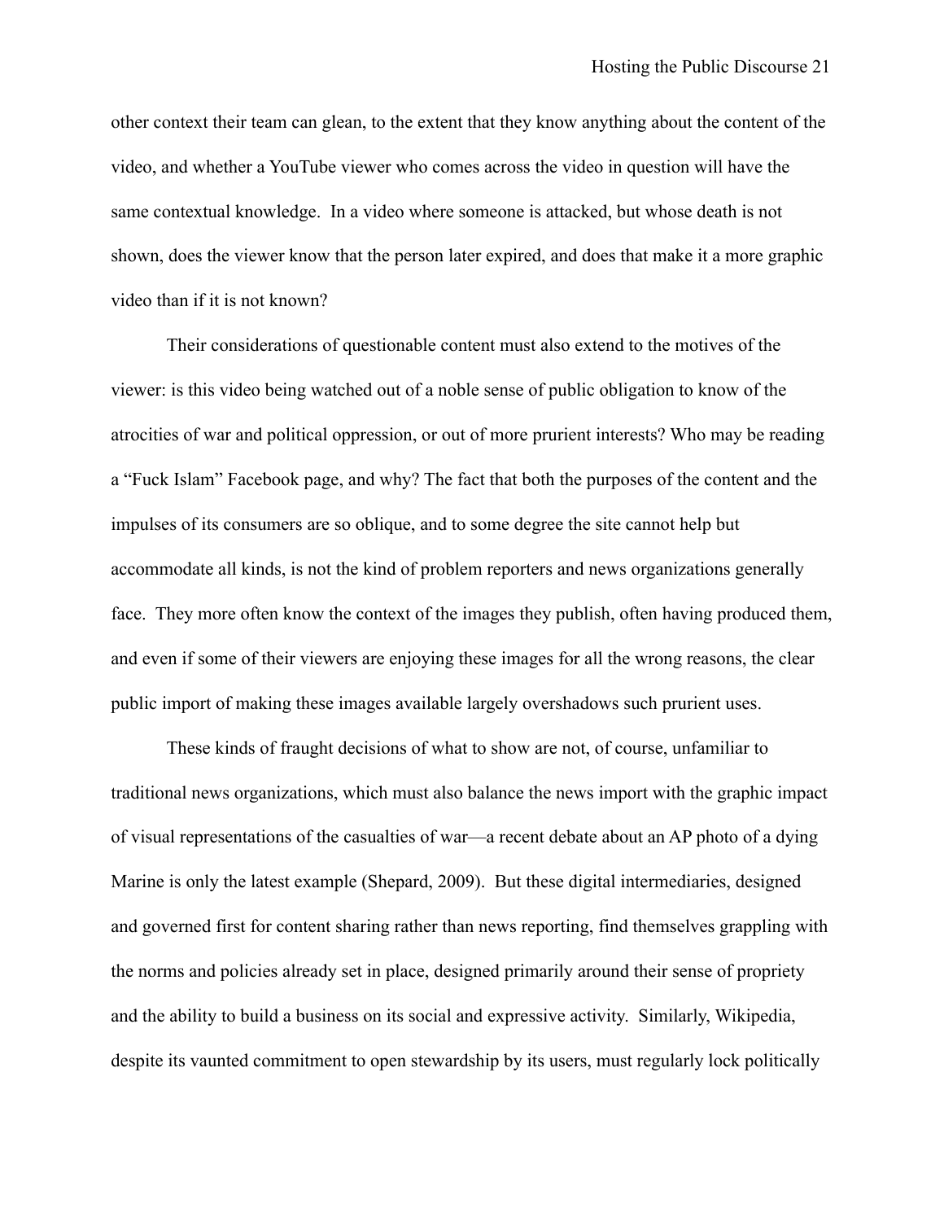other context their team can glean, to the extent that they know anything about the content of the video, and whether a YouTube viewer who comes across the video in question will have the same contextual knowledge. In a video where someone is attacked, but whose death is not shown, does the viewer know that the person later expired, and does that make it a more graphic video than if it is not known?

Their considerations of questionable content must also extend to the motives of the viewer: is this video being watched out of a noble sense of public obligation to know of the atrocities of war and political oppression, or out of more prurient interests? Who may be reading a "Fuck Islam" Facebook page, and why? The fact that both the purposes of the content and the impulses of its consumers are so oblique, and to some degree the site cannot help but accommodate all kinds, is not the kind of problem reporters and news organizations generally face. They more often know the context of the images they publish, often having produced them, and even if some of their viewers are enjoying these images for all the wrong reasons, the clear public import of making these images available largely overshadows such prurient uses.

These kinds of fraught decisions of what to show are not, of course, unfamiliar to traditional news organizations, which must also balance the news import with the graphic impact of visual representations of the casualties of war—a recent debate about an AP photo of a dying Marine is only the latest example (Shepard, 2009). But these digital intermediaries, designed and governed first for content sharing rather than news reporting, find themselves grappling with the norms and policies already set in place, designed primarily around their sense of propriety and the ability to build a business on its social and expressive activity. Similarly, Wikipedia, despite its vaunted commitment to open stewardship by its users, must regularly lock politically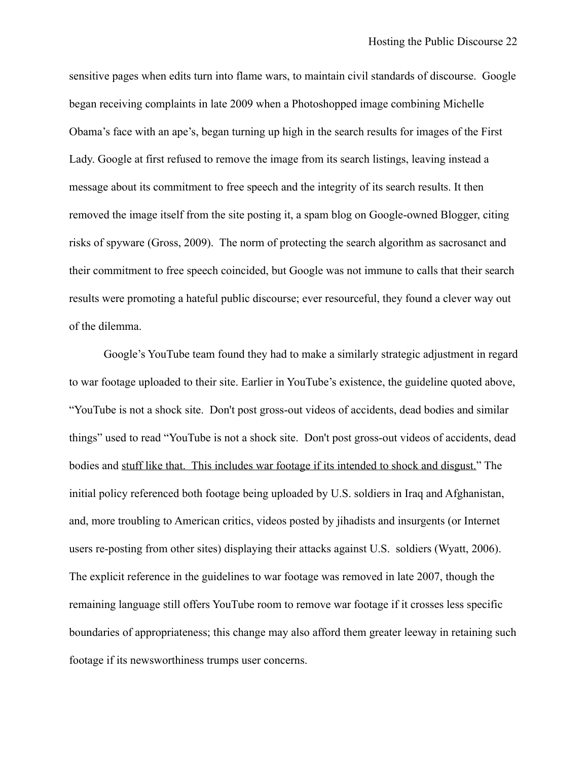sensitive pages when edits turn into flame wars, to maintain civil standards of discourse. Google began receiving complaints in late 2009 when a Photoshopped image combining Michelle Obama's face with an ape's, began turning up high in the search results for images of the First Lady. Google at first refused to remove the image from its search listings, leaving instead a message about its commitment to free speech and the integrity of its search results. It then removed the image itself from the site posting it, a spam blog on Google-owned Blogger, citing risks of spyware (Gross, 2009). The norm of protecting the search algorithm as sacrosanct and their commitment to free speech coincided, but Google was not immune to calls that their search results were promoting a hateful public discourse; ever resourceful, they found a clever way out of the dilemma.

Google's YouTube team found they had to make a similarly strategic adjustment in regard to war footage uploaded to their site. Earlier in YouTube's existence, the guideline quoted above, "YouTube is not a shock site. Don't post gross-out videos of accidents, dead bodies and similar things" used to read "YouTube is not a shock site. Don't post gross-out videos of accidents, dead bodies and <u>stuff like that. This includes war footage if its intended to shock and disgust.</u>" The initial policy referenced both footage being uploaded by U.S. soldiers in Iraq and Afghanistan, and, more troubling to American critics, videos posted by jihadists and insurgents (or Internet users re-posting from other sites) displaying their attacks against U.S. soldiers (Wyatt, 2006). The explicit reference in the guidelines to war footage was removed in late 2007, though the remaining language still offers YouTube room to remove war footage if it crosses less specific boundaries of appropriateness; this change may also afford them greater leeway in retaining such footage if its newsworthiness trumps user concerns.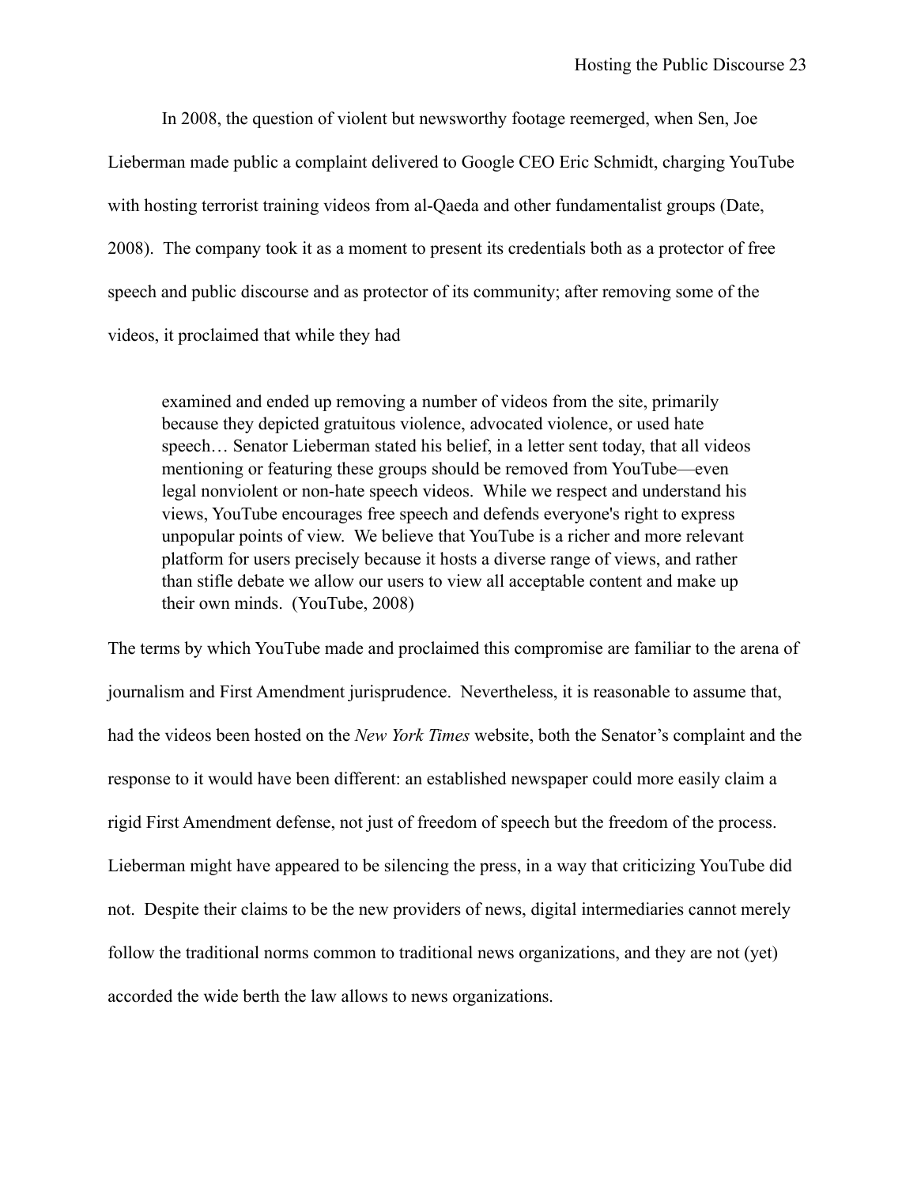In 2008, the question of violent but newsworthy footage reemerged, when Sen, Joe Lieberman made public a complaint delivered to Google CEO Eric Schmidt, charging YouTube with hosting terrorist training videos from al-Qaeda and other fundamentalist groups (Date, 2008). The company took it as a moment to present its credentials both as a protector of free speech and public discourse and as protector of its community; after removing some of the videos, it proclaimed that while they had

> examined and ended up removing a number of videos from the site, primarily because they depicted gratuitous violence, advocated violence, or used hate speech… Senator Lieberman stated his belief, in a letter sent today, that all videos mentioning or featuring these groups should be removed from YouTube—even legal nonviolent or non-hate speech videos. While we respect and understand his views, YouTube encourages free speech and defends everyone's right to express unpopular points of view. We believe that YouTube is a richer and more relevant platform for users precisely because it hosts a diverse range of views, and rather than stifle debate we allow our users to view all acceptable content and make up their own minds. (YouTube, 2008)

The terms by which YouTube made and proclaimed this compromise are familiar to the arena of journalism and First Amendment jurisprudence. Nevertheless, it is reasonable to assume that, had the videos been hosted on the *New York Times* website, both the Senator's complaint and the response to it would have been different: an established newspaper could more easily claim a rigid First Amendment defense, not just of freedom of speech but the freedom of the process. Lieberman might have appeared to be silencing the press, in a way that criticizing YouTube did not. Despite their claims to be the new providers of news, digital intermediaries cannot merely follow the traditional norms common to traditional news organizations, and they are not (yet) accorded the wide berth the law allows to news organizations.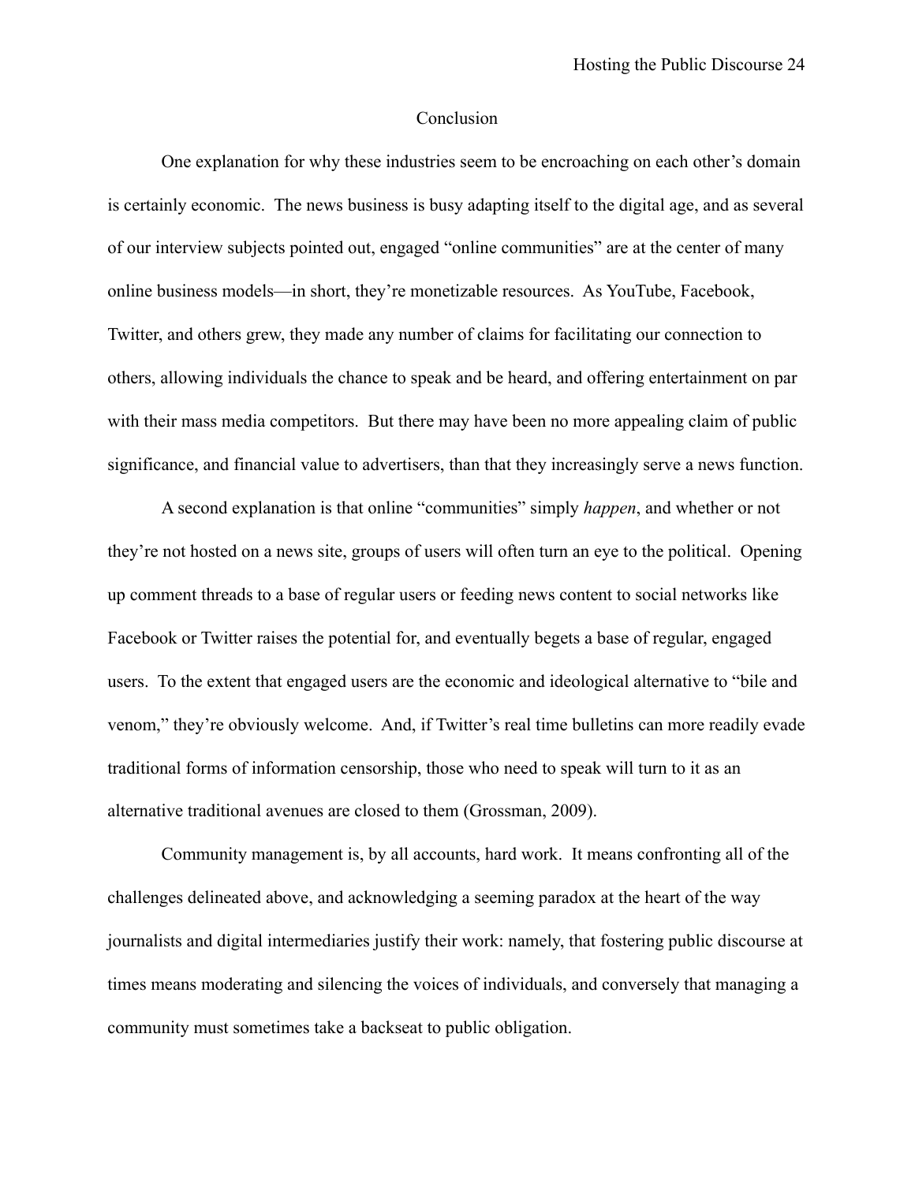## Conclusion

One explanation for why these industries seem to be encroaching on each other's domain is certainly economic. The news business is busy adapting itself to the digital age, and as several of our interview subjects pointed out, engaged "online communities" are at the center of many online business models—in short, they're monetizable resources. As YouTube, Facebook, Twitter, and others grew, they made any number of claims for facilitating our connection to others, allowing individuals the chance to speak and be heard, and offering entertainment on par with their mass media competitors. But there may have been no more appealing claim of public significance, and financial value to advertisers, than that they increasingly serve a news function.

A second explanation is that online "communities" simply *happen*, and whether or not they're not hosted on a news site, groups of users will often turn an eye to the political. Opening up comment threads to a base of regular users or feeding news content to social networks like Facebook or Twitter raises the potential for, and eventually begets a base of regular, engaged users. To the extent that engaged users are the economic and ideological alternative to "bile and venom," they're obviously welcome. And, if Twitter's real time bulletins can more readily evade traditional forms of information censorship, those who need to speak will turn to it as an alternative traditional avenues are closed to them (Grossman, 2009).

Community management is, by all accounts, hard work. It means confronting all of the challenges delineated above, and acknowledging a seeming paradox at the heart of the way journalists and digital intermediaries justify their work: namely, that fostering public discourse at times means moderating and silencing the voices of individuals, and conversely that managing a community must sometimes take a backseat to public obligation.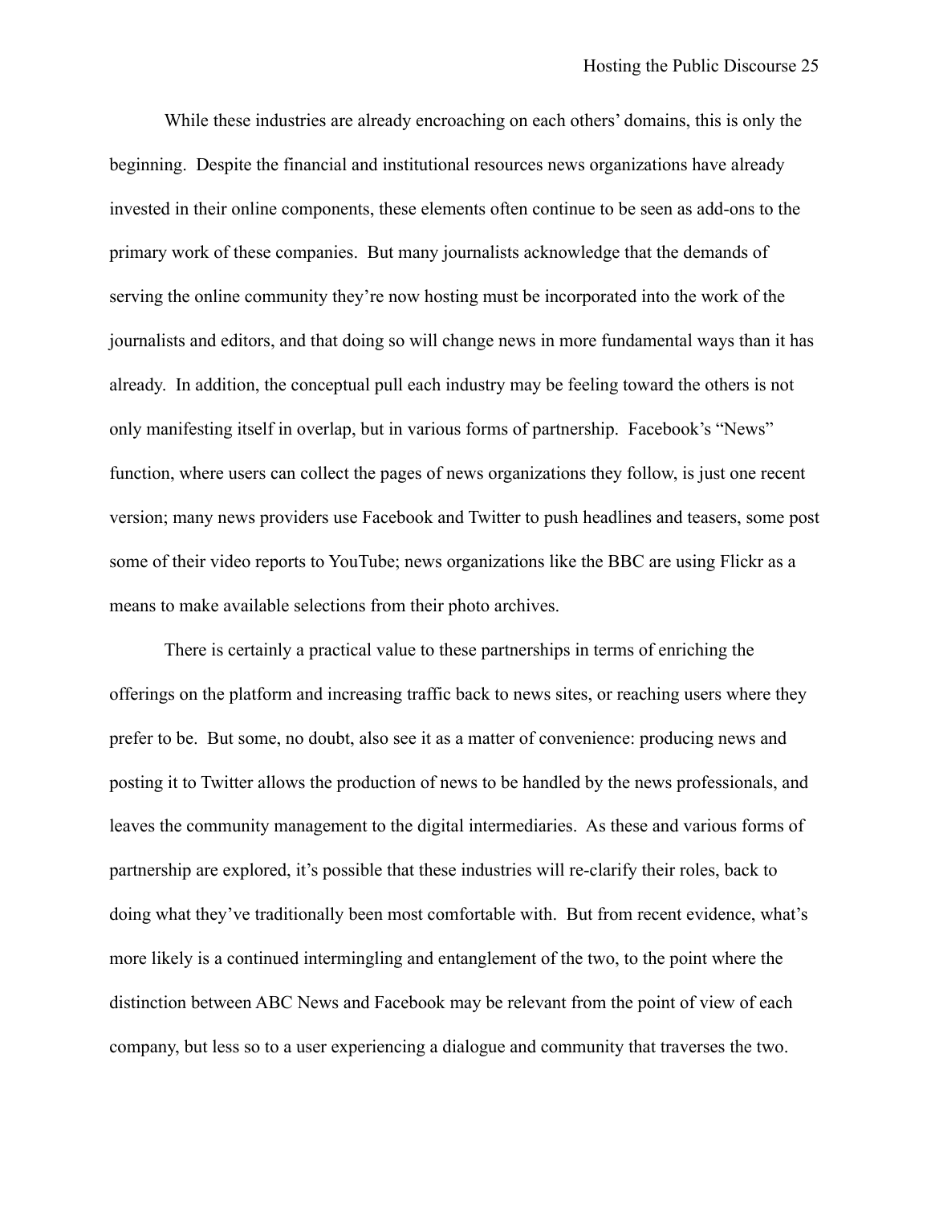While these industries are already encroaching on each others' domains, this is only the beginning. Despite the financial and institutional resources news organizations have already invested in their online components, these elements often continue to be seen as add-ons to the primary work of these companies. But many journalists acknowledge that the demands of serving the online community they're now hosting must be incorporated into the work of the journalists and editors, and that doing so will change news in more fundamental ways than it has already. In addition, the conceptual pull each industry may be feeling toward the others is not only manifesting itself in overlap, but in various forms of partnership. Facebook's "News" function, where users can collect the pages of news organizations they follow, is just one recent version; many news providers use Facebook and Twitter to push headlines and teasers, some post some of their video reports to YouTube; news organizations like the BBC are using Flickr as a means to make available selections from their photo archives.

There is certainly a practical value to these partnerships in terms of enriching the offerings on the platform and increasing traffic back to news sites, or reaching users where they prefer to be. But some, no doubt, also see it as a matter of convenience: producing news and posting it to Twitter allows the production of news to be handled by the news professionals, and leaves the community management to the digital intermediaries. As these and various forms of partnership are explored, it's possible that these industries will re-clarify their roles, back to doing what they've traditionally been most comfortable with. But from recent evidence, what's more likely is a continued intermingling and entanglement of the two, to the point where the distinction between ABC News and Facebook may be relevant from the point of view of each company, but less so to a user experiencing a dialogue and community that traverses the two.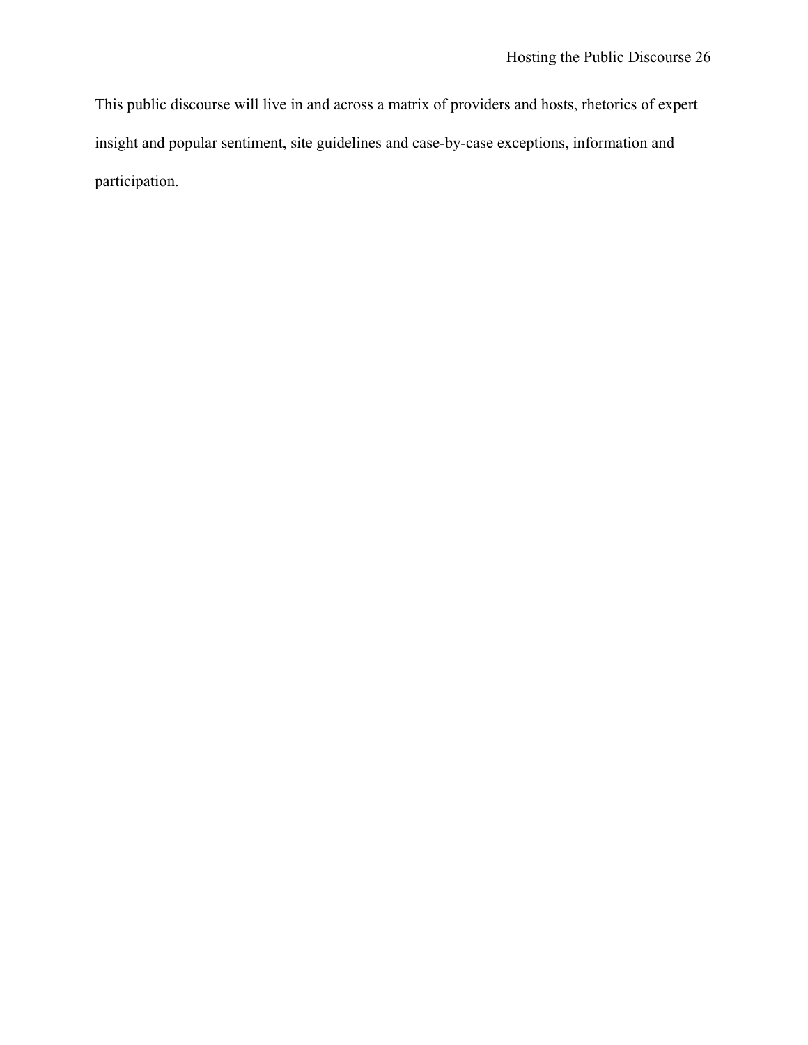This public discourse will live in and across a matrix of providers and hosts, rhetorics of expert insight and popular sentiment, site guidelines and case-by-case exceptions, information and participation.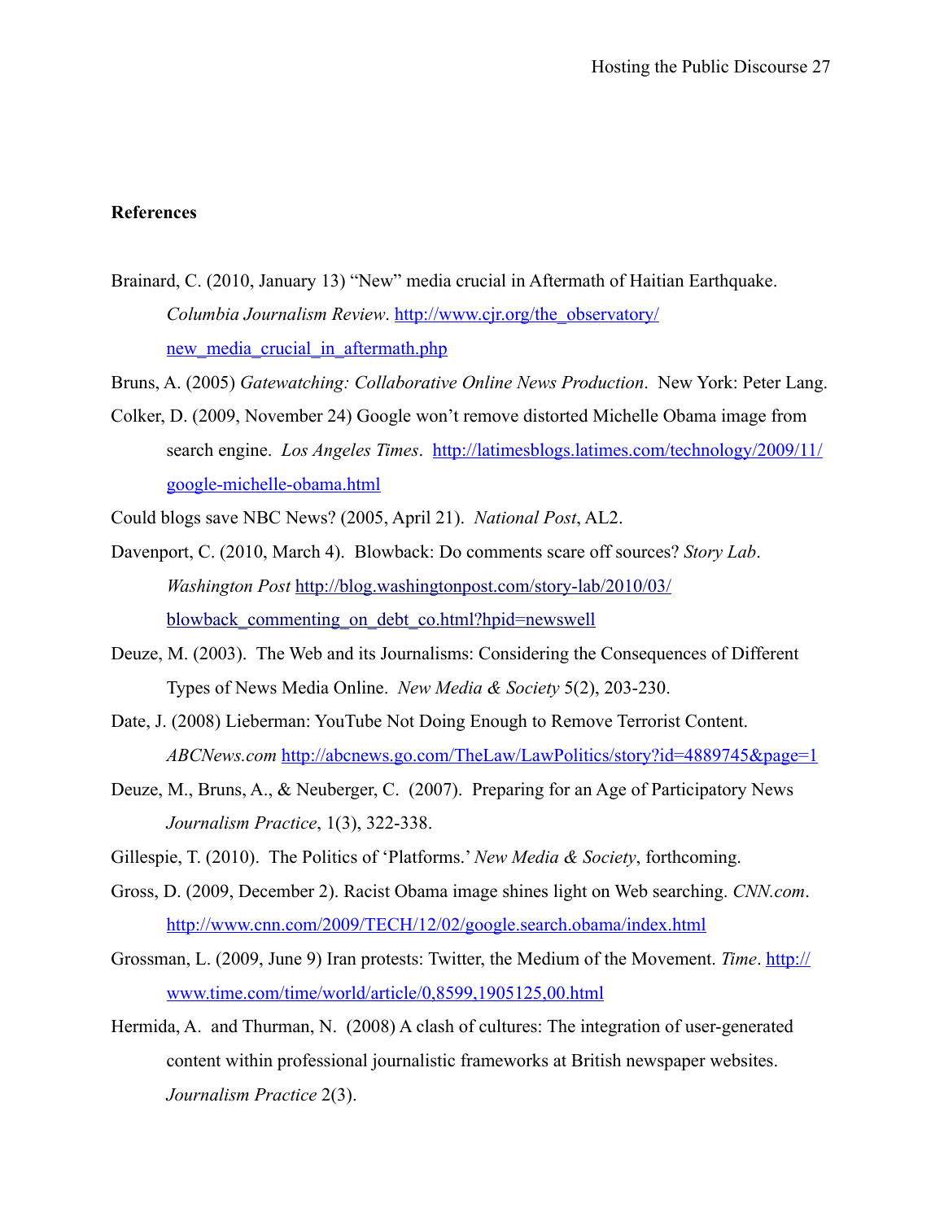**References**

Brainard, C. (2010, January 13) "New" media crucial in Aftermath of Haitian Earthquake. *Columbia Journalism Review*. http://www.cjr.org/the_observatory/new_media_crucial_in_aftermath.php

Bruns, A. (2005) *Gatewatching: Collaborative Online News Production*. New York: Peter Lang.

Colker, D. (2009, November 24) Google won't remove distorted Michelle Obama image from search engine. *Los Angeles Times*. http://latimesblogs.latimes.com/technology/2009/11/google-michelle-obama.html

Could blogs save NBC News? (2005, April 21). *National Post*, AL2.

Davenport, C. (2010, March 4). Blowback: Do comments scare off sources? *Story Lab*. *Washington Post* http://blog.washingtonpost.com/story-lab/2010/03/blowback_commenting_on_debt_co.html?hpid=newswell

Deuze, M. (2003). The Web and its Journalisms: Considering the Consequences of Different Types of News Media Online. *New Media & Society* 5(2), 203-230.

Date, J. (2008) Lieberman: YouTube Not Doing Enough to Remove Terrorist Content. *ABCNews.com* http://abcnews.go.com/TheLaw/LawPolitics/story?id=4889745&page=1

Deuze, M., Bruns, A., & Neuberger, C. (2007). Preparing for an Age of Participatory News *Journalism Practice*, 1(3), 322-338.

Gillespie, T. (2010). The Politics of 'Platforms.' *New Media & Society*, forthcoming.

Gross, D. (2009, December 2). Racist Obama image shines light on Web searching. *CNN.com*. http://www.cnn.com/2009/TECH/12/02/google.search.obama/index.html

Grossman, L. (2009, June 9) Iran protests: Twitter, the Medium of the Movement. *Time*. http://www.time.com/time/world/article/0,8599,1905125,00.html

Hermida, A. and Thurman, N. (2008) A clash of cultures: The integration of user-generated content within professional journalistic frameworks at British newspaper websites. *Journalism Practice* 2(3).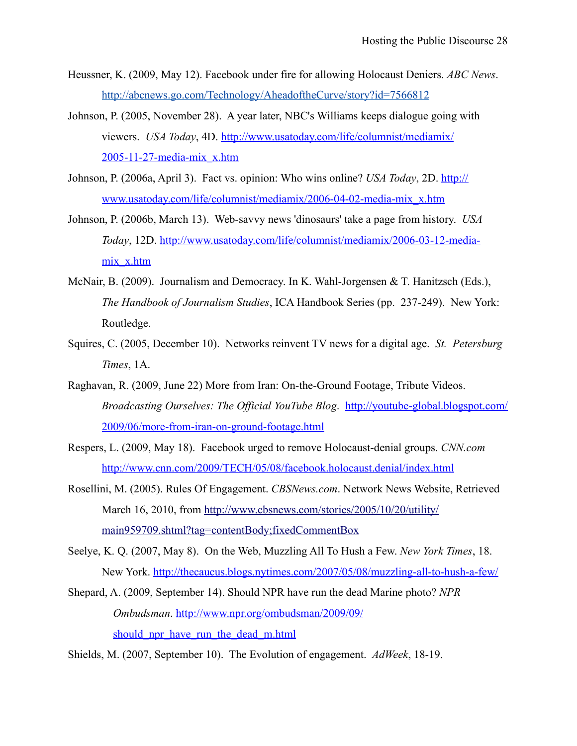Heussner, K. (2009, May 12). Facebook under fire for allowing Holocaust Deniers. *ABC News*. http://abcnews.go.com/Technology/AheadoftheCurve/story?id=7566812

Johnson, P. (2005, November 28). A year later, NBC's Williams keeps dialogue going with viewers. *USA Today*, 4D. http://www.usatoday.com/life/columnist/mediamix/2005-11-27-media-mix_x.htm

Johnson, P. (2006a, April 3). Fact vs. opinion: Who wins online? *USA Today*, 2D. http://www.usatoday.com/life/columnist/mediamix/2006-04-02-media-mix_x.htm

Johnson, P. (2006b, March 13). Web-savvy news 'dinosaurs' take a page from history. *USA Today*, 12D. http://www.usatoday.com/life/columnist/mediamix/2006-03-12-media-mix_x.htm

McNair, B. (2009). Journalism and Democracy. In K. Wahl-Jorgensen & T. Hanitzsch (Eds.), *The Handbook of Journalism Studies*, ICA Handbook Series (pp. 237-249). New York: Routledge.

Squires, C. (2005, December 10). Networks reinvent TV news for a digital age. *St. Petersburg Times*, 1A.

Raghavan, R. (2009, June 22) More from Iran: On-the-Ground Footage, Tribute Videos. *Broadcasting Ourselves: The Official YouTube Blog*. http://youtube-global.blogspot.com/2009/06/more-from-iran-on-ground-footage.html

Respers, L. (2009, May 18). Facebook urged to remove Holocaust-denial groups. *CNN.com* http://www.cnn.com/2009/TECH/05/08/facebook.holocaust.denial/index.html

Rosellini, M. (2005). Rules Of Engagement. *CBSNews.com*. Network News Website, Retrieved March 16, 2010, from http://www.cbsnews.com/stories/2005/10/20/utility/main959709.shtml?tag=contentBody;fixedCommentBox

Seelye, K. Q. (2007, May 8). On the Web, Muzzling All To Hush a Few. *New York Times*, 18. New York. http://thecaucus.blogs.nytimes.com/2007/05/08/muzzling-all-to-hush-a-few/

Shepard, A. (2009, September 14). Should NPR have run the dead Marine photo? *NPR Ombudsman*. http://www.npr.org/ombudsman/2009/09/should_npr_have_run_the_dead_m.html

Shields, M. (2007, September 10). The Evolution of engagement. *AdWeek*, 18-19.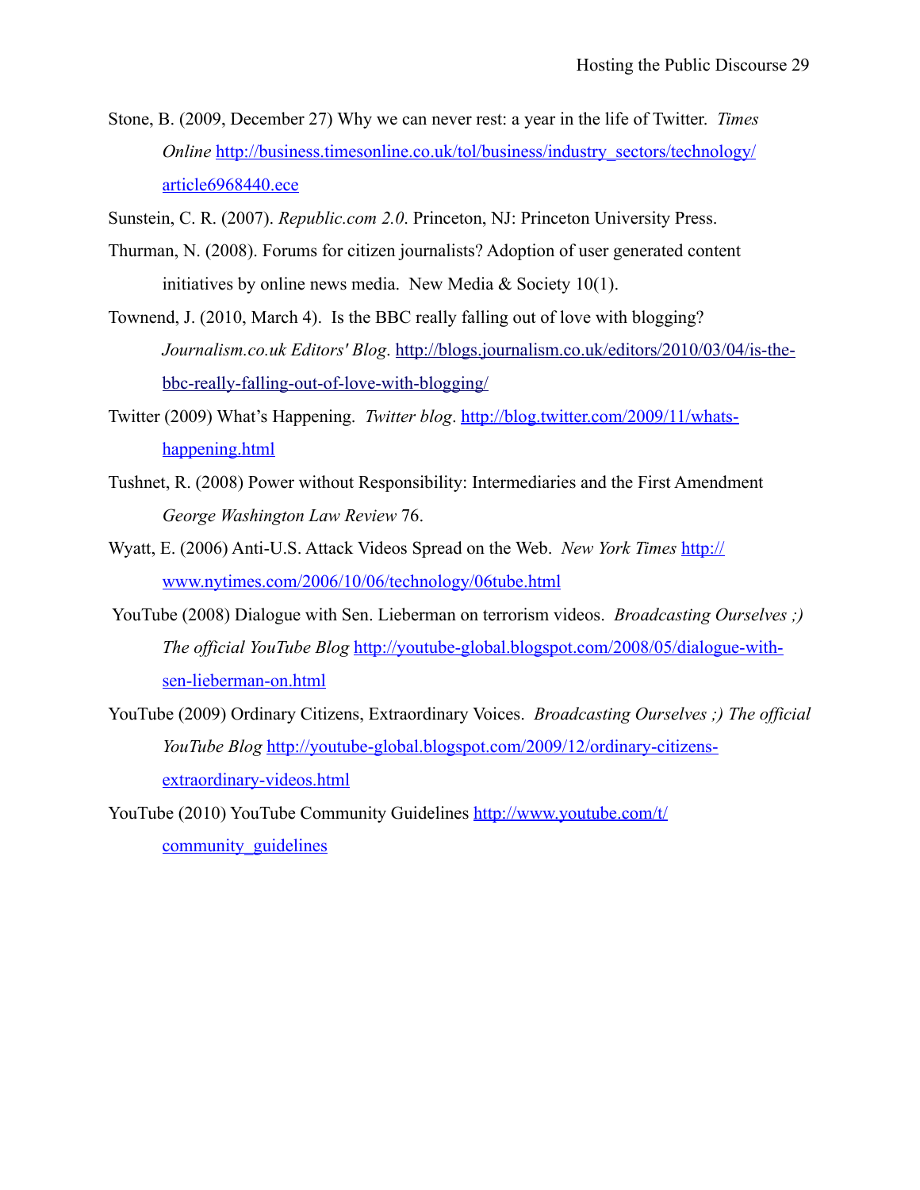Stone, B. (2009, December 27) Why we can never rest: a year in the life of Twitter. *Times Online* http://business.timesonline.co.uk/tol/business/industry_sectors/technology/article6968440.ece

Sunstein, C. R. (2007). *Republic.com 2.0*. Princeton, NJ: Princeton University Press.

Thurman, N. (2008). Forums for citizen journalists? Adoption of user generated content initiatives by online news media. New Media & Society 10(1).

Townend, J. (2010, March 4). Is the BBC really falling out of love with blogging? *Journalism.co.uk Editors' Blog*. http://blogs.journalism.co.uk/editors/2010/03/04/is-the-bbc-really-falling-out-of-love-with-blogging/

Twitter (2009) What's Happening. *Twitter blog*. http://blog.twitter.com/2009/11/whats-happening.html

Tushnet, R. (2008) Power without Responsibility: Intermediaries and the First Amendment *George Washington Law Review* 76.

Wyatt, E. (2006) Anti-U.S. Attack Videos Spread on the Web. *New York Times* http://www.nytimes.com/2006/10/06/technology/06tube.html

YouTube (2008) Dialogue with Sen. Lieberman on terrorism videos. *Broadcasting Ourselves ;) The official YouTube Blog* http://youtube-global.blogspot.com/2008/05/dialogue-with-sen-lieberman-on.html

YouTube (2009) Ordinary Citizens, Extraordinary Voices. *Broadcasting Ourselves ;) The official YouTube Blog* http://youtube-global.blogspot.com/2009/12/ordinary-citizens-extraordinary-videos.html

YouTube (2010) YouTube Community Guidelines http://www.youtube.com/t/community_guidelines